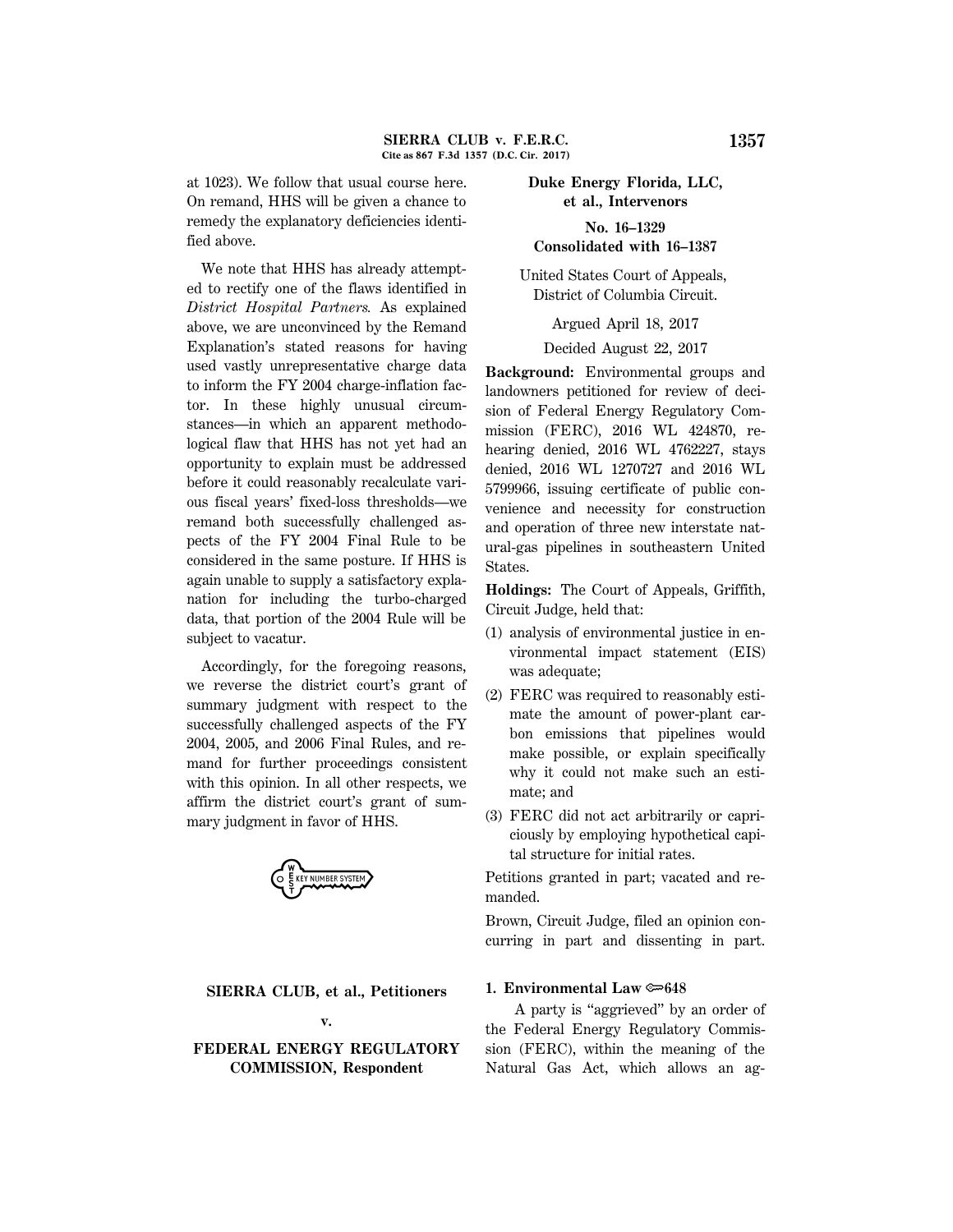at 1023). We follow that usual course here. On remand, HHS will be given a chance to remedy the explanatory deficiencies identified above.

We note that HHS has already attempted to rectify one of the flaws identified in *District Hospital Partners.* As explained above, we are unconvinced by the Remand Explanation's stated reasons for having used vastly unrepresentative charge data to inform the FY 2004 charge-inflation factor. In these highly unusual circumstances—in which an apparent methodological flaw that HHS has not yet had an opportunity to explain must be addressed before it could reasonably recalculate various fiscal years' fixed-loss thresholds—we remand both successfully challenged aspects of the FY 2004 Final Rule to be considered in the same posture. If HHS is again unable to supply a satisfactory explanation for including the turbo-charged data, that portion of the 2004 Rule will be subject to vacatur.

Accordingly, for the foregoing reasons, we reverse the district court's grant of summary judgment with respect to the successfully challenged aspects of the FY 2004, 2005, and 2006 Final Rules, and remand for further proceedings consistent with this opinion. In all other respects, we affirm the district court's grant of summary judgment in favor of HHS.

---

**SIERRA CLUB, et al., Petitioners**

**v.**

**FEDERAL ENERGY REGULATORY COMMISSION, Respondent**

**Duke Energy Florida, LLC, et al., Intervenors**

**No. 16–1329**
**Consolidated with 16–1387**

United States Court of Appeals, District of Columbia Circuit.

Argued April 18, 2017

Decided August 22, 2017

**Background:** Environmental groups and landowners petitioned for review of decision of Federal Energy Regulatory Commission (FERC), 2016 WL 424870, rehearing denied, 2016 WL 4762227, stays denied, 2016 WL 1270727 and 2016 WL 5799966, issuing certificate of public convenience and necessity for construction and operation of three new interstate natural-gas pipelines in southeastern United States.

**Holdings:** The Court of Appeals, Griffith, Circuit Judge, held that:

(1) analysis of environmental justice in environmental impact statement (EIS) was adequate;

(2) FERC was required to reasonably estimate the amount of power-plant carbon emissions that pipelines would make possible, or explain specifically why it could not make such an estimate; and

(3) FERC did not act arbitrarily or capriciously by employing hypothetical capital structure for initial rates.

Petitions granted in part; vacated and remanded.

Brown, Circuit Judge, filed an opinion concurring in part and dissenting in part.

**1. Environmental Law ⚷648**

A party is "aggrieved" by an order of the Federal Energy Regulatory Commission (FERC), within the meaning of the Natural Gas Act, which allows an ag-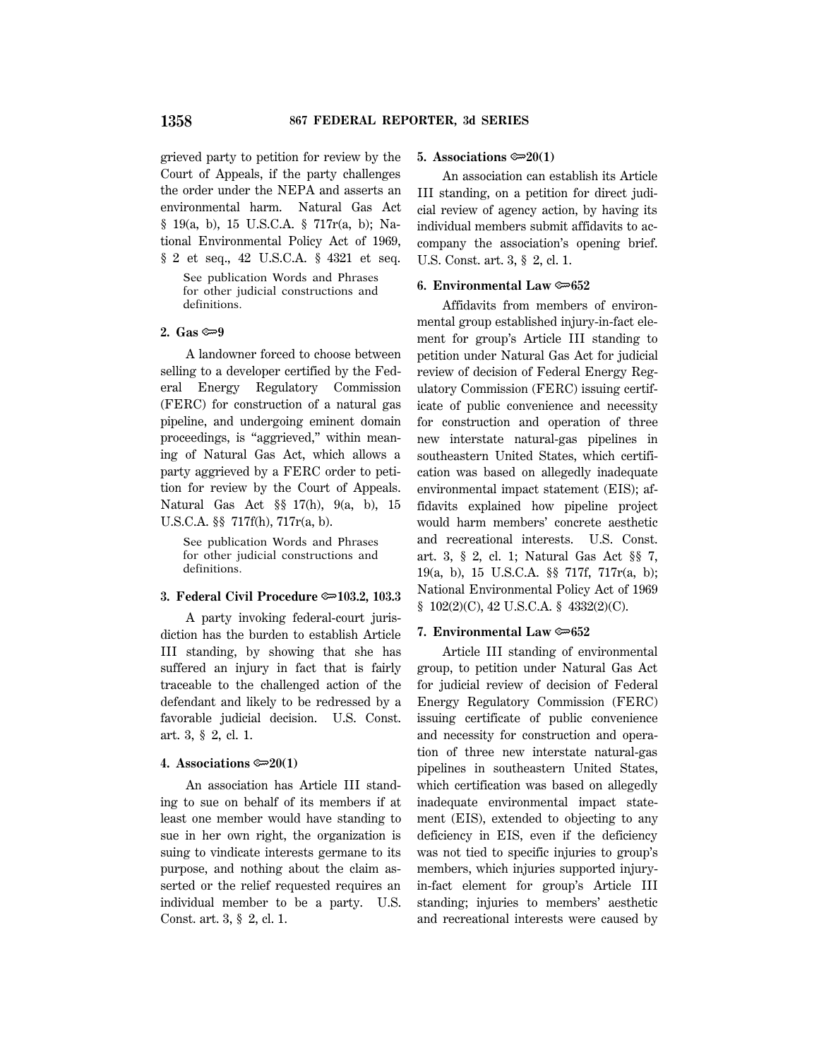grieved party to petition for review by the Court of Appeals, if the party challenges the order under the NEPA and asserts an environmental harm. Natural Gas Act § 19(a, b), 15 U.S.C.A. § 717r(a, b); National Environmental Policy Act of 1969, § 2 et seq., 42 U.S.C.A. § 4321 et seq.

See publication Words and Phrases for other judicial constructions and definitions.

**2. Gas ⇐9**

A landowner forced to choose between selling to a developer certified by the Federal Energy Regulatory Commission (FERC) for construction of a natural gas pipeline, and undergoing eminent domain proceedings, is "aggrieved," within meaning of Natural Gas Act, which allows a party aggrieved by a FERC order to petition for review by the Court of Appeals. Natural Gas Act §§ 17(h), 9(a, b), 15 U.S.C.A. §§ 717f(h), 717r(a, b).

See publication Words and Phrases for other judicial constructions and definitions.

**3. Federal Civil Procedure ⇐103.2, 103.3**

A party invoking federal-court jurisdiction has the burden to establish Article III standing, by showing that she has suffered an injury in fact that is fairly traceable to the challenged action of the defendant and likely to be redressed by a favorable judicial decision. U.S. Const. art. 3, § 2, cl. 1.

**4. Associations ⇐20(1)**

An association has Article III standing to sue on behalf of its members if at least one member would have standing to sue in her own right, the organization is suing to vindicate interests germane to its purpose, and nothing about the claim asserted or the relief requested requires an individual member to be a party. U.S. Const. art. 3, § 2, cl. 1.

**5. Associations ⇐20(1)**

An association can establish its Article III standing, on a petition for direct judicial review of agency action, by having its individual members submit affidavits to accompany the association's opening brief. U.S. Const. art. 3, § 2, cl. 1.

**6. Environmental Law ⇐652**

Affidavits from members of environmental group established injury-in-fact element for group's Article III standing to petition under Natural Gas Act for judicial review of decision of Federal Energy Regulatory Commission (FERC) issuing certificate of public convenience and necessity for construction and operation of three new interstate natural-gas pipelines in southeastern United States, which certification was based on allegedly inadequate environmental impact statement (EIS); affidavits explained how pipeline project would harm members' concrete aesthetic and recreational interests. U.S. Const. art. 3, § 2, cl. 1; Natural Gas Act §§ 7, 19(a, b), 15 U.S.C.A. §§ 717f, 717r(a, b); National Environmental Policy Act of 1969 § 102(2)(C), 42 U.S.C.A. § 4332(2)(C).

**7. Environmental Law ⇐652**

Article III standing of environmental group, to petition under Natural Gas Act for judicial review of decision of Federal Energy Regulatory Commission (FERC) issuing certificate of public convenience and necessity for construction and operation of three new interstate natural-gas pipelines in southeastern United States, which certification was based on allegedly inadequate environmental impact statement (EIS), extended to objecting to any deficiency in EIS, even if the deficiency was not tied to specific injuries to group's members, which injuries supported injury-in-fact element for group's Article III standing; injuries to members' aesthetic and recreational interests were caused by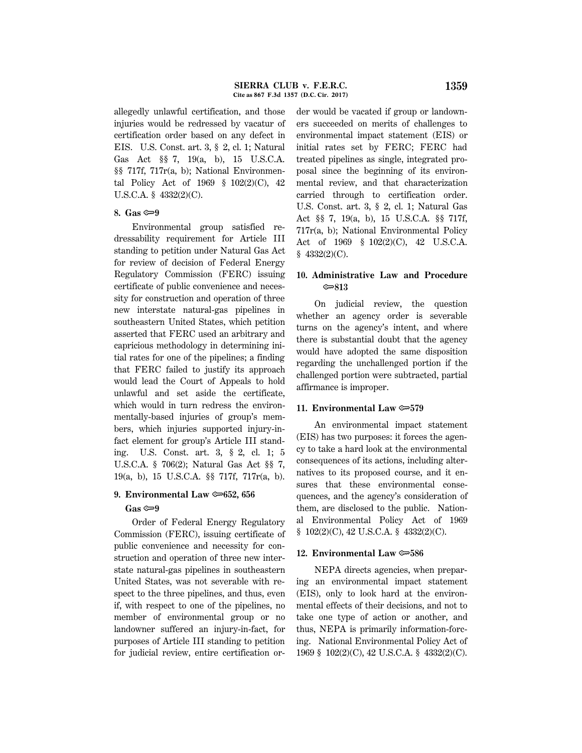allegedly unlawful certification, and those injuries would be redressed by vacatur of certification order based on any defect in EIS. U.S. Const. art. 3, § 2, cl. 1; Natural Gas Act §§ 7, 19(a, b), 15 U.S.C.A. §§ 717f, 717r(a, b); National Environmental Policy Act of 1969 § 102(2)(C), 42 U.S.C.A. § 4332(2)(C).

**8. Gas ⚷9**

Environmental group satisfied redressability requirement for Article III standing to petition under Natural Gas Act for review of decision of Federal Energy Regulatory Commission (FERC) issuing certificate of public convenience and necessity for construction and operation of three new interstate natural-gas pipelines in southeastern United States, which petition asserted that FERC used an arbitrary and capricious methodology in determining initial rates for one of the pipelines; a finding that FERC failed to justify its approach would lead the Court of Appeals to hold unlawful and set aside the certificate, which would in turn redress the environmentally-based injuries of group's members, which injuries supported injury-in-fact element for group's Article III standing. U.S. Const. art. 3, § 2, cl. 1; 5 U.S.C.A. § 706(2); Natural Gas Act §§ 7, 19(a, b), 15 U.S.C.A. §§ 717f, 717r(a, b).

**9. Environmental Law ⚷652, 656**

**Gas ⚷9**

Order of Federal Energy Regulatory Commission (FERC), issuing certificate of public convenience and necessity for construction and operation of three new interstate natural-gas pipelines in southeastern United States, was not severable with respect to the three pipelines, and thus, even if, with respect to one of the pipelines, no member of environmental group or no landowner suffered an injury-in-fact, for purposes of Article III standing to petition for judicial review, entire certification order would be vacated if group or landowners succeeded on merits of challenges to environmental impact statement (EIS) or initial rates set by FERC; FERC had treated pipelines as single, integrated proposal since the beginning of its environmental review, and that characterization carried through to certification order. U.S. Const. art. 3, § 2, cl. 1; Natural Gas Act §§ 7, 19(a, b), 15 U.S.C.A. §§ 717f, 717r(a, b); National Environmental Policy Act of 1969 § 102(2)(C), 42 U.S.C.A. § 4332(2)(C).

**10. Administrative Law and Procedure ⚷813**

On judicial review, the question whether an agency order is severable turns on the agency's intent, and where there is substantial doubt that the agency would have adopted the same disposition regarding the unchallenged portion if the challenged portion were subtracted, partial affirmance is improper.

**11. Environmental Law ⚷579**

An environmental impact statement (EIS) has two purposes: it forces the agency to take a hard look at the environmental consequences of its actions, including alternatives to its proposed course, and it ensures that these environmental consequences, and the agency's consideration of them, are disclosed to the public. National Environmental Policy Act of 1969 § 102(2)(C), 42 U.S.C.A. § 4332(2)(C).

**12. Environmental Law ⚷586**

NEPA directs agencies, when preparing an environmental impact statement (EIS), only to look hard at the environmental effects of their decisions, and not to take one type of action or another, and thus, NEPA is primarily information-forcing. National Environmental Policy Act of 1969 § 102(2)(C), 42 U.S.C.A. § 4332(2)(C).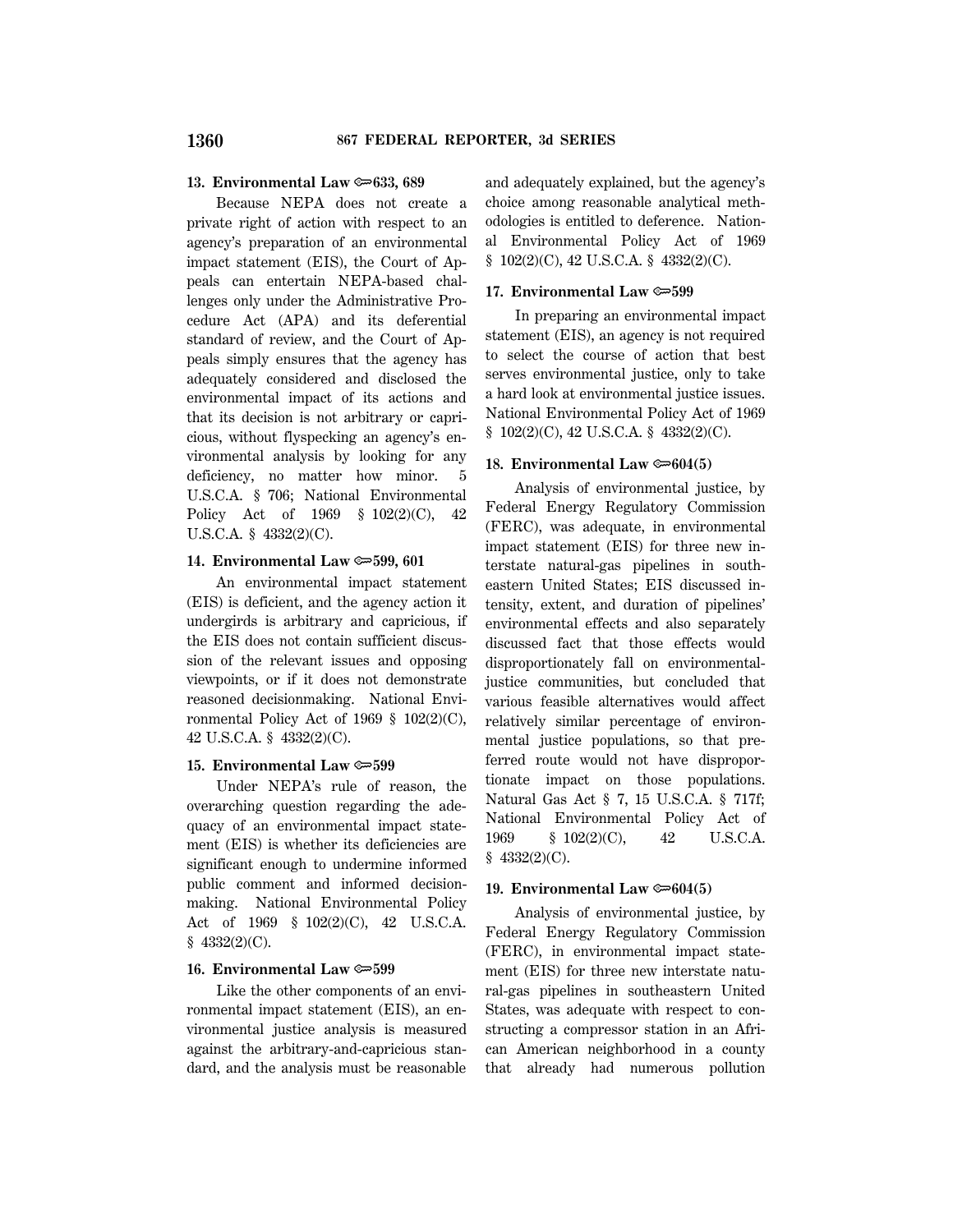**13. Environmental Law ⟹633, 689**

Because NEPA does not create a private right of action with respect to an agency's preparation of an environmental impact statement (EIS), the Court of Appeals can entertain NEPA-based challenges only under the Administrative Procedure Act (APA) and its deferential standard of review, and the Court of Appeals simply ensures that the agency has adequately considered and disclosed the environmental impact of its actions and that its decision is not arbitrary or capricious, without flyspecking an agency's environmental analysis by looking for any deficiency, no matter how minor. 5 U.S.C.A. § 706; National Environmental Policy Act of 1969 § 102(2)(C), 42 U.S.C.A. § 4332(2)(C).

**14. Environmental Law ⟹599, 601**

An environmental impact statement (EIS) is deficient, and the agency action it undergirds is arbitrary and capricious, if the EIS does not contain sufficient discussion of the relevant issues and opposing viewpoints, or if it does not demonstrate reasoned decisionmaking. National Environmental Policy Act of 1969 § 102(2)(C), 42 U.S.C.A. § 4332(2)(C).

**15. Environmental Law ⟹599**

Under NEPA's rule of reason, the overarching question regarding the adequacy of an environmental impact statement (EIS) is whether its deficiencies are significant enough to undermine informed public comment and informed decisionmaking. National Environmental Policy Act of 1969 § 102(2)(C), 42 U.S.C.A. § 4332(2)(C).

**16. Environmental Law ⟹599**

Like the other components of an environmental impact statement (EIS), an environmental justice analysis is measured against the arbitrary-and-capricious standard, and the analysis must be reasonable and adequately explained, but the agency's choice among reasonable analytical methodologies is entitled to deference. National Environmental Policy Act of 1969 § 102(2)(C), 42 U.S.C.A. § 4332(2)(C).

**17. Environmental Law ⟹599**

In preparing an environmental impact statement (EIS), an agency is not required to select the course of action that best serves environmental justice, only to take a hard look at environmental justice issues. National Environmental Policy Act of 1969 § 102(2)(C), 42 U.S.C.A. § 4332(2)(C).

**18. Environmental Law ⟹604(5)**

Analysis of environmental justice, by Federal Energy Regulatory Commission (FERC), was adequate, in environmental impact statement (EIS) for three new interstate natural-gas pipelines in southeastern United States; EIS discussed intensity, extent, and duration of pipelines' environmental effects and also separately discussed fact that those effects would disproportionately fall on environmental-justice communities, but concluded that various feasible alternatives would affect relatively similar percentage of environmental justice populations, so that preferred route would not have disproportionate impact on those populations. Natural Gas Act § 7, 15 U.S.C.A. § 717f; National Environmental Policy Act of 1969 § 102(2)(C), 42 U.S.C.A. § 4332(2)(C).

**19. Environmental Law ⟹604(5)**

Analysis of environmental justice, by Federal Energy Regulatory Commission (FERC), in environmental impact statement (EIS) for three new interstate natural-gas pipelines in southeastern United States, was adequate with respect to constructing a compressor station in an African American neighborhood in a county that already had numerous pollution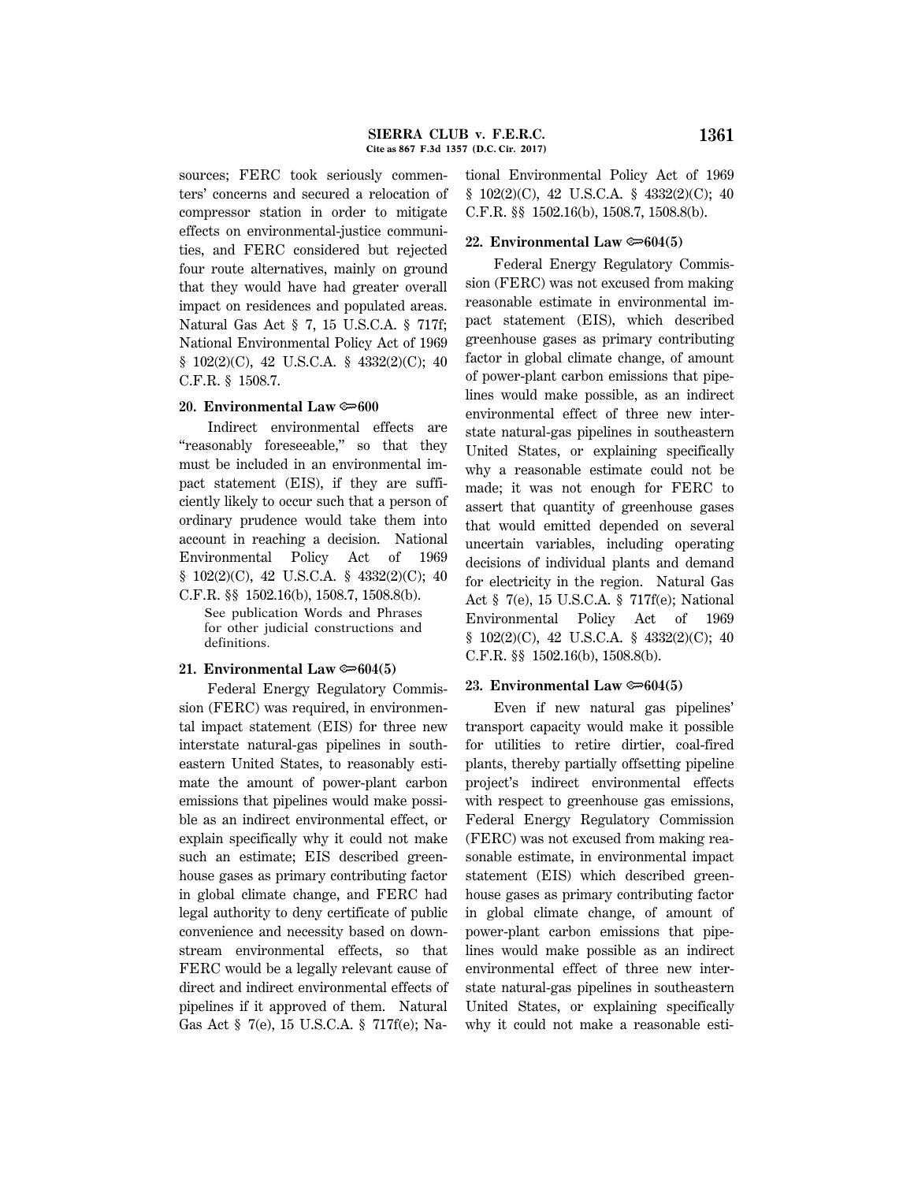sources; FERC took seriously commenters' concerns and secured a relocation of compressor station in order to mitigate effects on environmental-justice communities, and FERC considered but rejected four route alternatives, mainly on ground that they would have had greater overall impact on residences and populated areas. Natural Gas Act § 7, 15 U.S.C.A. § 717f; National Environmental Policy Act of 1969 § 102(2)(C), 42 U.S.C.A. § 4332(2)(C); 40 C.F.R. § 1508.7.

**20. Environmental Law ⇨600**

Indirect environmental effects are "reasonably foreseeable," so that they must be included in an environmental impact statement (EIS), if they are sufficiently likely to occur such that a person of ordinary prudence would take them into account in reaching a decision. National Environmental Policy Act of 1969 § 102(2)(C), 42 U.S.C.A. § 4332(2)(C); 40 C.F.R. §§ 1502.16(b), 1508.7, 1508.8(b).

See publication Words and Phrases for other judicial constructions and definitions.

**21. Environmental Law ⇨604(5)**

Federal Energy Regulatory Commission (FERC) was required, in environmental impact statement (EIS) for three new interstate natural-gas pipelines in southeastern United States, to reasonably estimate the amount of power-plant carbon emissions that pipelines would make possible as an indirect environmental effect, or explain specifically why it could not make such an estimate; EIS described greenhouse gases as primary contributing factor in global climate change, and FERC had legal authority to deny certificate of public convenience and necessity based on downstream environmental effects, so that FERC would be a legally relevant cause of direct and indirect environmental effects of pipelines if it approved of them. Natural Gas Act § 7(e), 15 U.S.C.A. § 717f(e); National Environmental Policy Act of 1969 § 102(2)(C), 42 U.S.C.A. § 4332(2)(C); 40 C.F.R. §§ 1502.16(b), 1508.7, 1508.8(b).

**22. Environmental Law ⇨604(5)**

Federal Energy Regulatory Commission (FERC) was not excused from making reasonable estimate in environmental impact statement (EIS), which described greenhouse gases as primary contributing factor in global climate change, of amount of power-plant carbon emissions that pipelines would make possible, as an indirect environmental effect of three new interstate natural-gas pipelines in southeastern United States, or explaining specifically why a reasonable estimate could not be made; it was not enough for FERC to assert that quantity of greenhouse gases that would emitted depended on several uncertain variables, including operating decisions of individual plants and demand for electricity in the region. Natural Gas Act § 7(e), 15 U.S.C.A. § 717f(e); National Environmental Policy Act of 1969 § 102(2)(C), 42 U.S.C.A. § 4332(2)(C); 40 C.F.R. §§ 1502.16(b), 1508.8(b).

**23. Environmental Law ⇨604(5)**

Even if new natural gas pipelines' transport capacity would make it possible for utilities to retire dirtier, coal-fired plants, thereby partially offsetting pipeline project's indirect environmental effects with respect to greenhouse gas emissions, Federal Energy Regulatory Commission (FERC) was not excused from making reasonable estimate, in environmental impact statement (EIS) which described greenhouse gases as primary contributing factor in global climate change, of amount of power-plant carbon emissions that pipelines would make possible as an indirect environmental effect of three new interstate natural-gas pipelines in southeastern United States, or explaining specifically why it could not make a reasonable esti-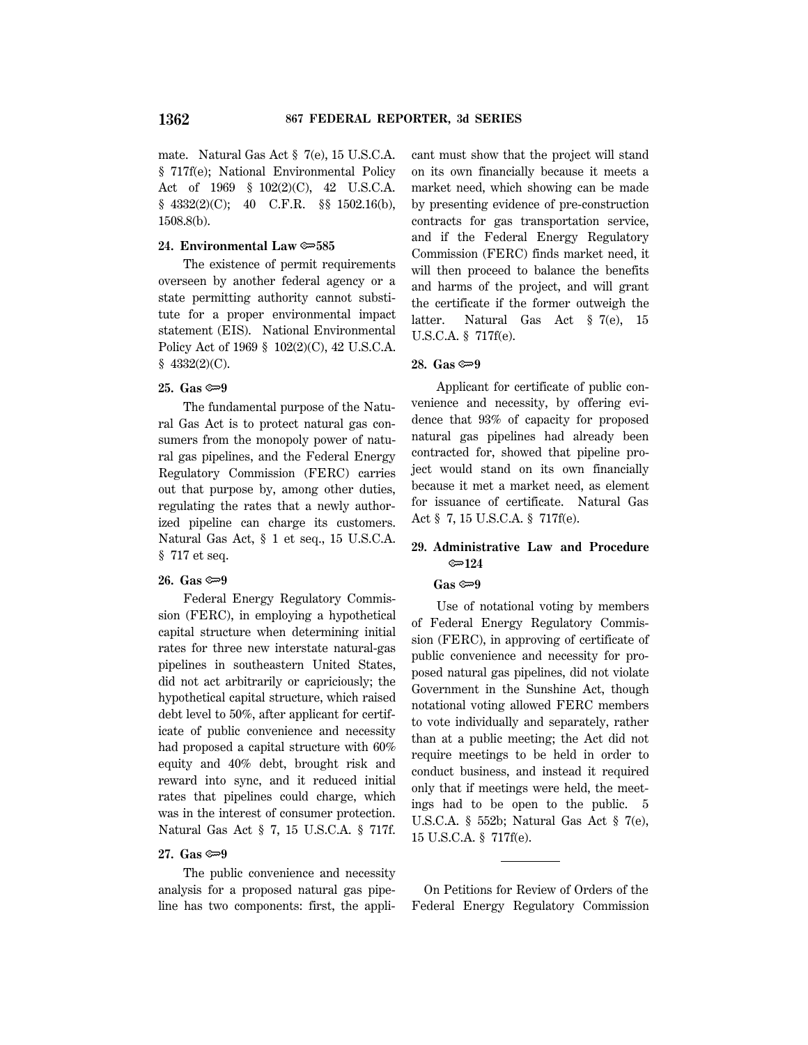mate. Natural Gas Act § 7(e), 15 U.S.C.A. § 717f(e); National Environmental Policy Act of 1969 § 102(2)(C), 42 U.S.C.A. § 4332(2)(C); 40 C.F.R. §§ 1502.16(b), 1508.8(b).

**24. Environmental Law ⚿585**

The existence of permit requirements overseen by another federal agency or a state permitting authority cannot substitute for a proper environmental impact statement (EIS). National Environmental Policy Act of 1969 § 102(2)(C), 42 U.S.C.A. § 4332(2)(C).

**25. Gas ⚿9**

The fundamental purpose of the Natural Gas Act is to protect natural gas consumers from the monopoly power of natural gas pipelines, and the Federal Energy Regulatory Commission (FERC) carries out that purpose by, among other duties, regulating the rates that a newly authorized pipeline can charge its customers. Natural Gas Act, § 1 et seq., 15 U.S.C.A. § 717 et seq.

**26. Gas ⚿9**

Federal Energy Regulatory Commission (FERC), in employing a hypothetical capital structure when determining initial rates for three new interstate natural-gas pipelines in southeastern United States, did not act arbitrarily or capriciously; the hypothetical capital structure, which raised debt level to 50%, after applicant for certificate of public convenience and necessity had proposed a capital structure with 60% equity and 40% debt, brought risk and reward into sync, and it reduced initial rates that pipelines could charge, which was in the interest of consumer protection. Natural Gas Act § 7, 15 U.S.C.A. § 717f.

**27. Gas ⚿9**

The public convenience and necessity analysis for a proposed natural gas pipeline has two components: first, the applicant must show that the project will stand on its own financially because it meets a market need, which showing can be made by presenting evidence of pre-construction contracts for gas transportation service, and if the Federal Energy Regulatory Commission (FERC) finds market need, it will then proceed to balance the benefits and harms of the project, and will grant the certificate if the former outweigh the latter. Natural Gas Act § 7(e), 15 U.S.C.A. § 717f(e).

**28. Gas ⚿9**

Applicant for certificate of public convenience and necessity, by offering evidence that 93% of capacity for proposed natural gas pipelines had already been contracted for, showed that pipeline project would stand on its own financially because it met a market need, as element for issuance of certificate. Natural Gas Act § 7, 15 U.S.C.A. § 717f(e).

**29. Administrative Law and Procedure ⚿124**

**Gas ⚿9**

Use of notational voting by members of Federal Energy Regulatory Commission (FERC), in approving of certificate of public convenience and necessity for proposed natural gas pipelines, did not violate Government in the Sunshine Act, though notational voting allowed FERC members to vote individually and separately, rather than at a public meeting; the Act did not require meetings to be held in order to conduct business, and instead it required only that if meetings were held, the meetings had to be open to the public. 5 U.S.C.A. § 552b; Natural Gas Act § 7(e), 15 U.S.C.A. § 717f(e).

---

On Petitions for Review of Orders of the Federal Energy Regulatory Commission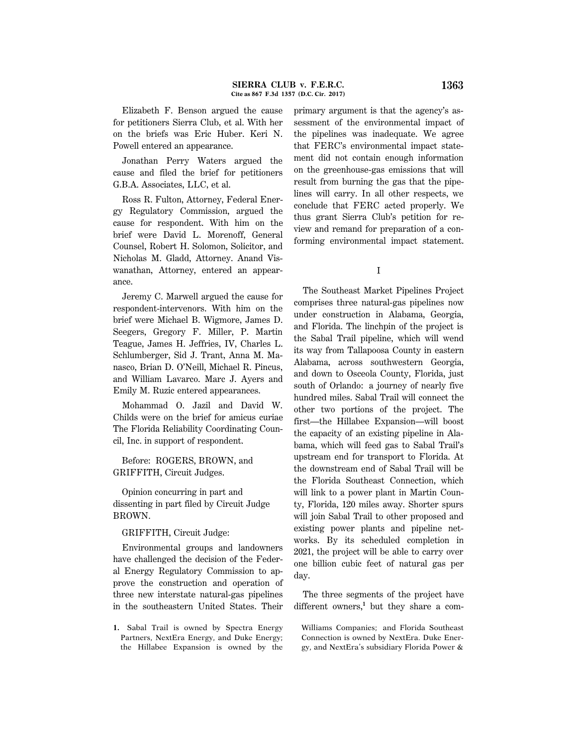Elizabeth F. Benson argued the cause for petitioners Sierra Club, et al. With her on the briefs was Eric Huber. Keri N. Powell entered an appearance.

Jonathan Perry Waters argued the cause and filed the brief for petitioners G.B.A. Associates, LLC, et al.

Ross R. Fulton, Attorney, Federal Energy Regulatory Commission, argued the cause for respondent. With him on the brief were David L. Morenoff, General Counsel, Robert H. Solomon, Solicitor, and Nicholas M. Gladd, Attorney. Anand Viswanathan, Attorney, entered an appearance.

Jeremy C. Marwell argued the cause for respondent-intervenors. With him on the brief were Michael B. Wigmore, James D. Seegers, Gregory F. Miller, P. Martin Teague, James H. Jeffries, IV, Charles L. Schlumberger, Sid J. Trant, Anna M. Manasco, Brian D. O'Neill, Michael R. Pincus, and William Lavarco. Marc J. Ayers and Emily M. Ruzic entered appearances.

Mohammad O. Jazil and David W. Childs were on the brief for amicus curiae The Florida Reliability Coordinating Council, Inc. in support of respondent.

Before: ROGERS, BROWN, and GRIFFITH, Circuit Judges.

Opinion concurring in part and dissenting in part filed by Circuit Judge BROWN.

GRIFFITH, Circuit Judge:

Environmental groups and landowners have challenged the decision of the Federal Energy Regulatory Commission to approve the construction and operation of three new interstate natural-gas pipelines in the southeastern United States. Their primary argument is that the agency's assessment of the environmental impact of the pipelines was inadequate. We agree that FERC's environmental impact statement did not contain enough information on the greenhouse-gas emissions that will result from burning the gas that the pipelines will carry. In all other respects, we conclude that FERC acted properly. We thus grant Sierra Club's petition for review and remand for preparation of a conforming environmental impact statement.

## I

The Southeast Market Pipelines Project comprises three natural-gas pipelines now under construction in Alabama, Georgia, and Florida. The linchpin of the project is the Sabal Trail pipeline, which will wend its way from Tallapoosa County in eastern Alabama, across southwestern Georgia, and down to Osceola County, Florida, just south of Orlando: a journey of nearly five hundred miles. Sabal Trail will connect the other two portions of the project. The first—the Hillabee Expansion—will boost the capacity of an existing pipeline in Alabama, which will feed gas to Sabal Trail's upstream end for transport to Florida. At the downstream end of Sabal Trail will be the Florida Southeast Connection, which will link to a power plant in Martin County, Florida, 120 miles away. Shorter spurs will join Sabal Trail to other proposed and existing power plants and pipeline networks. By its scheduled completion in 2021, the project will be able to carry over one billion cubic feet of natural gas per day.

The three segments of the project have different owners,[1] but they share a com-

1. Sabal Trail is owned by Spectra Energy Partners, NextEra Energy, and Duke Energy; the Hillabee Expansion is owned by the Williams Companies; and Florida Southeast Connection is owned by NextEra. Duke Energy, and NextEra's subsidiary Florida Power &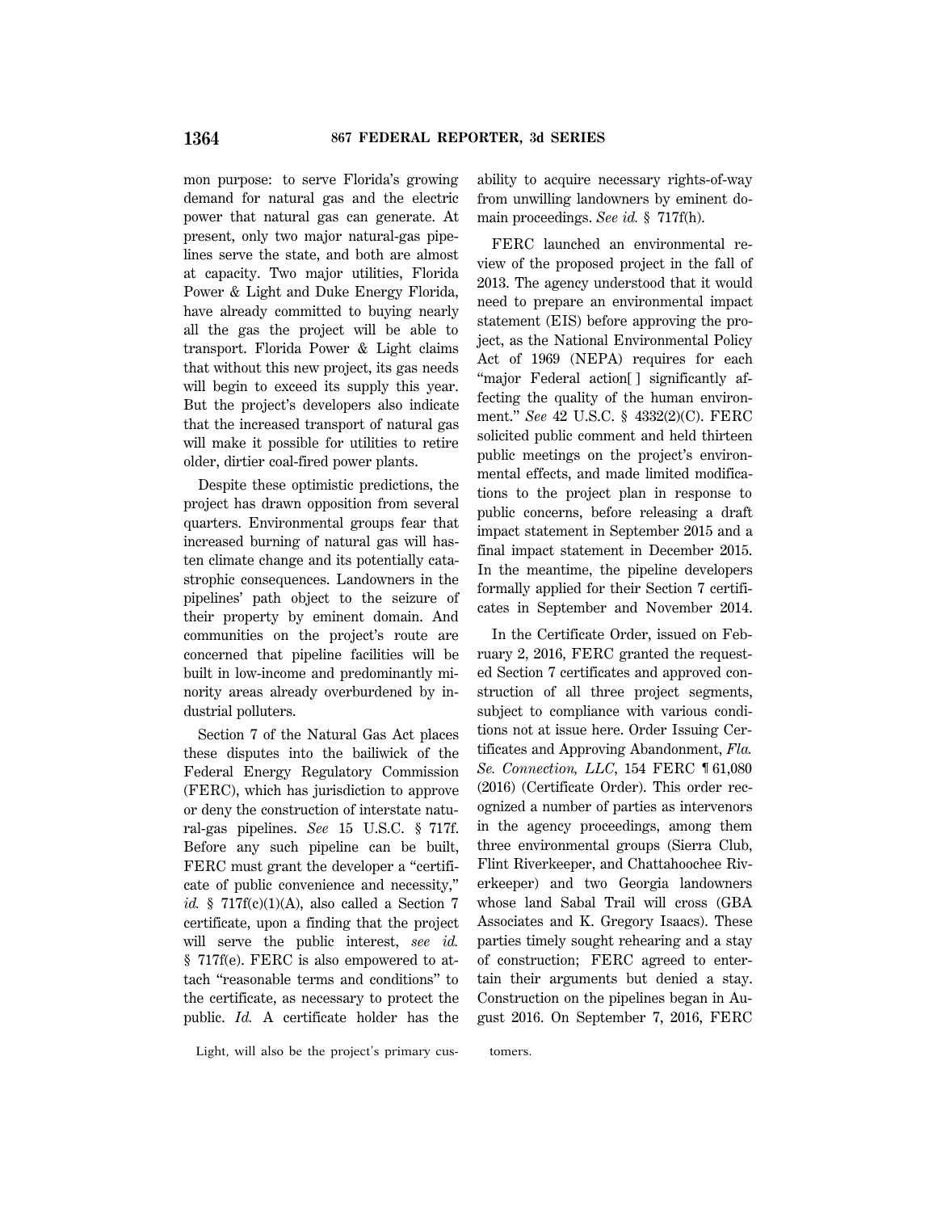mon purpose: to serve Florida's growing demand for natural gas and the electric power that natural gas can generate. At present, only two major natural-gas pipelines serve the state, and both are almost at capacity. Two major utilities, Florida Power & Light and Duke Energy Florida, have already committed to buying nearly all the gas the project will be able to transport. Florida Power & Light claims that without this new project, its gas needs will begin to exceed its supply this year. But the project's developers also indicate that the increased transport of natural gas will make it possible for utilities to retire older, dirtier coal-fired power plants.

Despite these optimistic predictions, the project has drawn opposition from several quarters. Environmental groups fear that increased burning of natural gas will hasten climate change and its potentially catastrophic consequences. Landowners in the pipelines' path object to the seizure of their property by eminent domain. And communities on the project's route are concerned that pipeline facilities will be built in low-income and predominantly minority areas already overburdened by industrial polluters.

Section 7 of the Natural Gas Act places these disputes into the bailiwick of the Federal Energy Regulatory Commission (FERC), which has jurisdiction to approve or deny the construction of interstate natural-gas pipelines. *See* 15 U.S.C. § 717f. Before any such pipeline can be built, FERC must grant the developer a "certificate of public convenience and necessity," *id.* § 717f(c)(1)(A), also called a Section 7 certificate, upon a finding that the project will serve the public interest, *see id.* § 717f(e). FERC is also empowered to attach "reasonable terms and conditions" to the certificate, as necessary to protect the public. *Id.* A certificate holder has the ability to acquire necessary rights-of-way from unwilling landowners by eminent domain proceedings. *See id.* § 717f(h).

FERC launched an environmental review of the proposed project in the fall of 2013. The agency understood that it would need to prepare an environmental impact statement (EIS) before approving the project, as the National Environmental Policy Act of 1969 (NEPA) requires for each "major Federal action[ ] significantly affecting the quality of the human environment." *See* 42 U.S.C. § 4332(2)(C). FERC solicited public comment and held thirteen public meetings on the project's environmental effects, and made limited modifications to the project plan in response to public concerns, before releasing a draft impact statement in September 2015 and a final impact statement in December 2015. In the meantime, the pipeline developers formally applied for their Section 7 certificates in September and November 2014.

In the Certificate Order, issued on February 2, 2016, FERC granted the requested Section 7 certificates and approved construction of all three project segments, subject to compliance with various conditions not at issue here. Order Issuing Certificates and Approving Abandonment, *Fla. Se. Connection, LLC*, 154 FERC ¶ 61,080 (2016) (Certificate Order). This order recognized a number of parties as intervenors in the agency proceedings, among them three environmental groups (Sierra Club, Flint Riverkeeper, and Chattahoochee Riverkeeper) and two Georgia landowners whose land Sabal Trail will cross (GBA Associates and K. Gregory Isaacs). These parties timely sought rehearing and a stay of construction; FERC agreed to entertain their arguments but denied a stay. Construction on the pipelines began in August 2016. On September 7, 2016, FERC

Light, will also be the project's primary customers.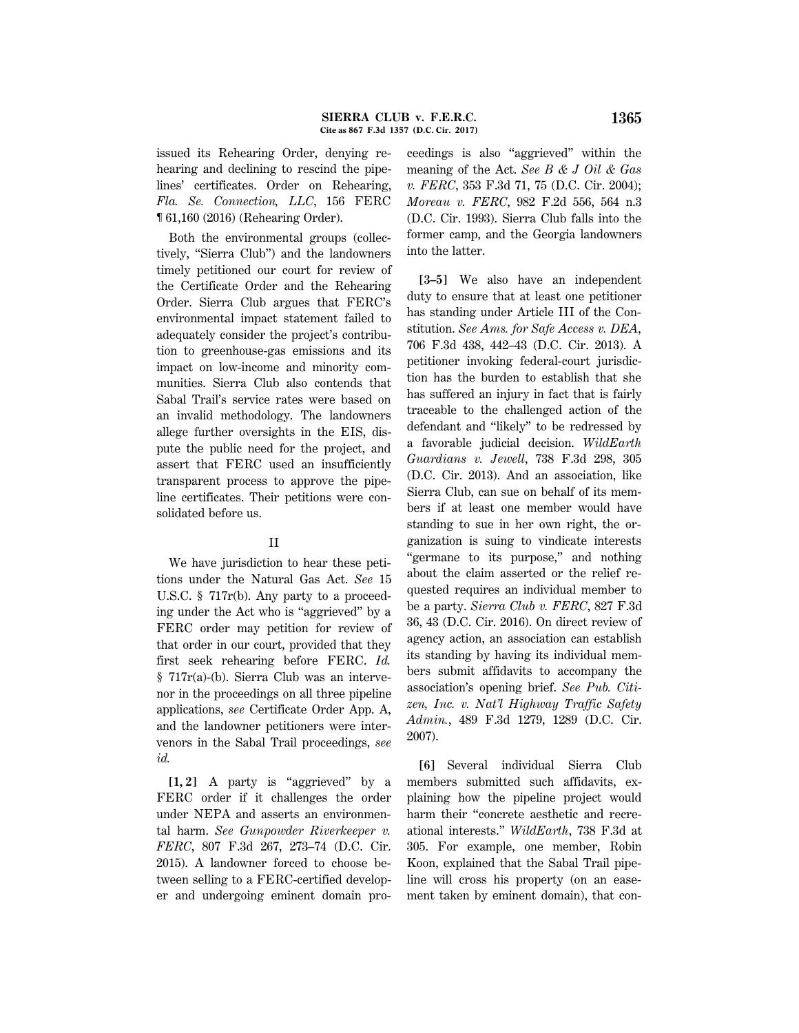issued its Rehearing Order, denying rehearing and declining to rescind the pipelines' certificates. Order on Rehearing, *Fla. Se. Connection, LLC*, 156 FERC ¶ 61,160 (2016) (Rehearing Order).

Both the environmental groups (collectively, "Sierra Club") and the landowners timely petitioned our court for review of the Certificate Order and the Rehearing Order. Sierra Club argues that FERC's environmental impact statement failed to adequately consider the project's contribution to greenhouse-gas emissions and its impact on low-income and minority communities. Sierra Club also contends that Sabal Trail's service rates were based on an invalid methodology. The landowners allege further oversights in the EIS, dispute the public need for the project, and assert that FERC used an insufficiently transparent process to approve the pipeline certificates. Their petitions were consolidated before us.

## II

We have jurisdiction to hear these petitions under the Natural Gas Act. *See* 15 U.S.C. § 717r(b). Any party to a proceeding under the Act who is "aggrieved" by a FERC order may petition for review of that order in our court, provided that they first seek rehearing before FERC. *Id.* § 717r(a)-(b). Sierra Club was an intervenor in the proceedings on all three pipeline applications, *see* Certificate Order App. A, and the landowner petitioners were intervenors in the Sabal Trail proceedings, *see id.*

**[1, 2]** A party is "aggrieved" by a FERC order if it challenges the order under NEPA and asserts an environmental harm. *See Gunpowder Riverkeeper v. FERC*, 807 F.3d 267, 273–74 (D.C. Cir. 2015). A landowner forced to choose between selling to a FERC-certified developer and undergoing eminent domain proceedings is also "aggrieved" within the meaning of the Act. *See B & J Oil & Gas v. FERC*, 353 F.3d 71, 75 (D.C. Cir. 2004); *Moreau v. FERC*, 982 F.2d 556, 564 n.3 (D.C. Cir. 1993). Sierra Club falls into the former camp, and the Georgia landowners into the latter.

**[3–5]** We also have an independent duty to ensure that at least one petitioner has standing under Article III of the Constitution. *See Ams. for Safe Access v. DEA*, 706 F.3d 438, 442–43 (D.C. Cir. 2013). A petitioner invoking federal-court jurisdiction has the burden to establish that she has suffered an injury in fact that is fairly traceable to the challenged action of the defendant and "likely" to be redressed by a favorable judicial decision. *WildEarth Guardians v. Jewell*, 738 F.3d 298, 305 (D.C. Cir. 2013). And an association, like Sierra Club, can sue on behalf of its members if at least one member would have standing to sue in her own right, the organization is suing to vindicate interests "germane to its purpose," and nothing about the claim asserted or the relief requested requires an individual member to be a party. *Sierra Club v. FERC*, 827 F.3d 36, 43 (D.C. Cir. 2016). On direct review of agency action, an association can establish its standing by having its individual members submit affidavits to accompany the association's opening brief. *See Pub. Citizen, Inc. v. Nat'l Highway Traffic Safety Admin.*, 489 F.3d 1279, 1289 (D.C. Cir. 2007).

**[6]** Several individual Sierra Club members submitted such affidavits, explaining how the pipeline project would harm their "concrete aesthetic and recreational interests." *WildEarth*, 738 F.3d at 305. For example, one member, Robin Koon, explained that the Sabal Trail pipeline will cross his property (on an easement taken by eminent domain), that con-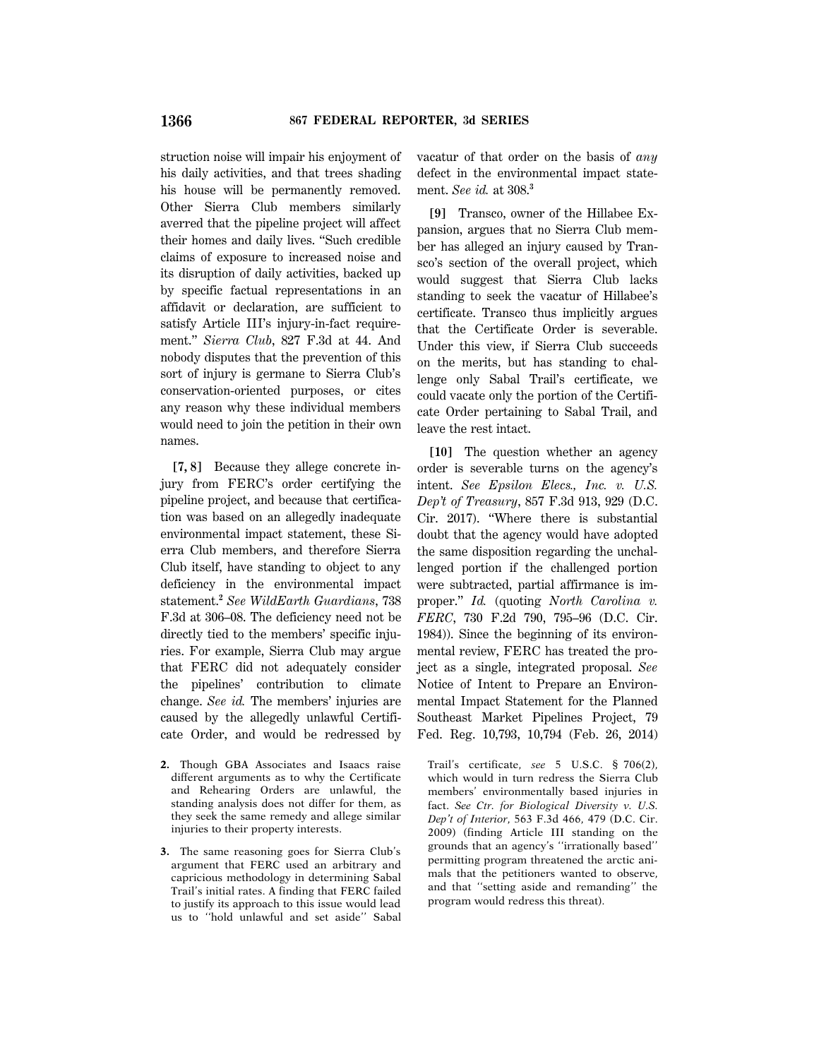struction noise will impair his enjoyment of his daily activities, and that trees shading his house will be permanently removed. Other Sierra Club members similarly averred that the pipeline project will affect their homes and daily lives. "Such credible claims of exposure to increased noise and its disruption of daily activities, backed up by specific factual representations in an affidavit or declaration, are sufficient to satisfy Article III's injury-in-fact requirement." *Sierra Club*, 827 F.3d at 44. And nobody disputes that the prevention of this sort of injury is germane to Sierra Club's conservation-oriented purposes, or cites any reason why these individual members would need to join the petition in their own names.

**[7, 8]** Because they allege concrete injury from FERC's order certifying the pipeline project, and because that certification was based on an allegedly inadequate environmental impact statement, these Sierra Club members, and therefore Sierra Club itself, have standing to object to any deficiency in the environmental impact statement.[2] *See WildEarth Guardians*, 738 F.3d at 306–08. The deficiency need not be directly tied to the members' specific injuries. For example, Sierra Club may argue that FERC did not adequately consider the pipelines' contribution to climate change. *See id.* The members' injuries are caused by the allegedly unlawful Certificate Order, and would be redressed by vacatur of that order on the basis of *any* defect in the environmental impact statement. *See id.* at 308.[3]

**[9]** Transco, owner of the Hillabee Expansion, argues that no Sierra Club member has alleged an injury caused by Transco's section of the overall project, which would suggest that Sierra Club lacks standing to seek the vacatur of Hillabee's certificate. Transco thus implicitly argues that the Certificate Order is severable. Under this view, if Sierra Club succeeds on the merits, but has standing to challenge only Sabal Trail's certificate, we could vacate only the portion of the Certificate Order pertaining to Sabal Trail, and leave the rest intact.

**[10]** The question whether an agency order is severable turns on the agency's intent. *See Epsilon Elecs., Inc. v. U.S. Dep't of Treasury*, 857 F.3d 913, 929 (D.C. Cir. 2017). "Where there is substantial doubt that the agency would have adopted the same disposition regarding the unchallenged portion if the challenged portion were subtracted, partial affirmance is improper." *Id.* (quoting *North Carolina v. FERC*, 730 F.2d 790, 795–96 (D.C. Cir. 1984)). Since the beginning of its environmental review, FERC has treated the project as a single, integrated proposal. *See* Notice of Intent to Prepare an Environmental Impact Statement for the Planned Southeast Market Pipelines Project, 79 Fed. Reg. 10,793, 10,794 (Feb. 26, 2014)

---

**2.** Though GBA Associates and Isaacs raise different arguments as to why the Certificate and Rehearing Orders are unlawful, the standing analysis does not differ for them, as they seek the same remedy and allege similar injuries to their property interests.

**3.** The same reasoning goes for Sierra Club's argument that FERC used an arbitrary and capricious methodology in determining Sabal Trail's initial rates. A finding that FERC failed to justify its approach to this issue would lead us to "hold unlawful and set aside" Sabal Trail's certificate, *see* 5 U.S.C. § 706(2), which would in turn redress the Sierra Club members' environmentally based injuries in fact. *See Ctr. for Biological Diversity v. U.S. Dep't of Interior*, 563 F.3d 466, 479 (D.C. Cir. 2009) (finding Article III standing on the grounds that an agency's "irrationally based" permitting program threatened the arctic animals that the petitioners wanted to observe, and that "setting aside and remanding" the program would redress this threat).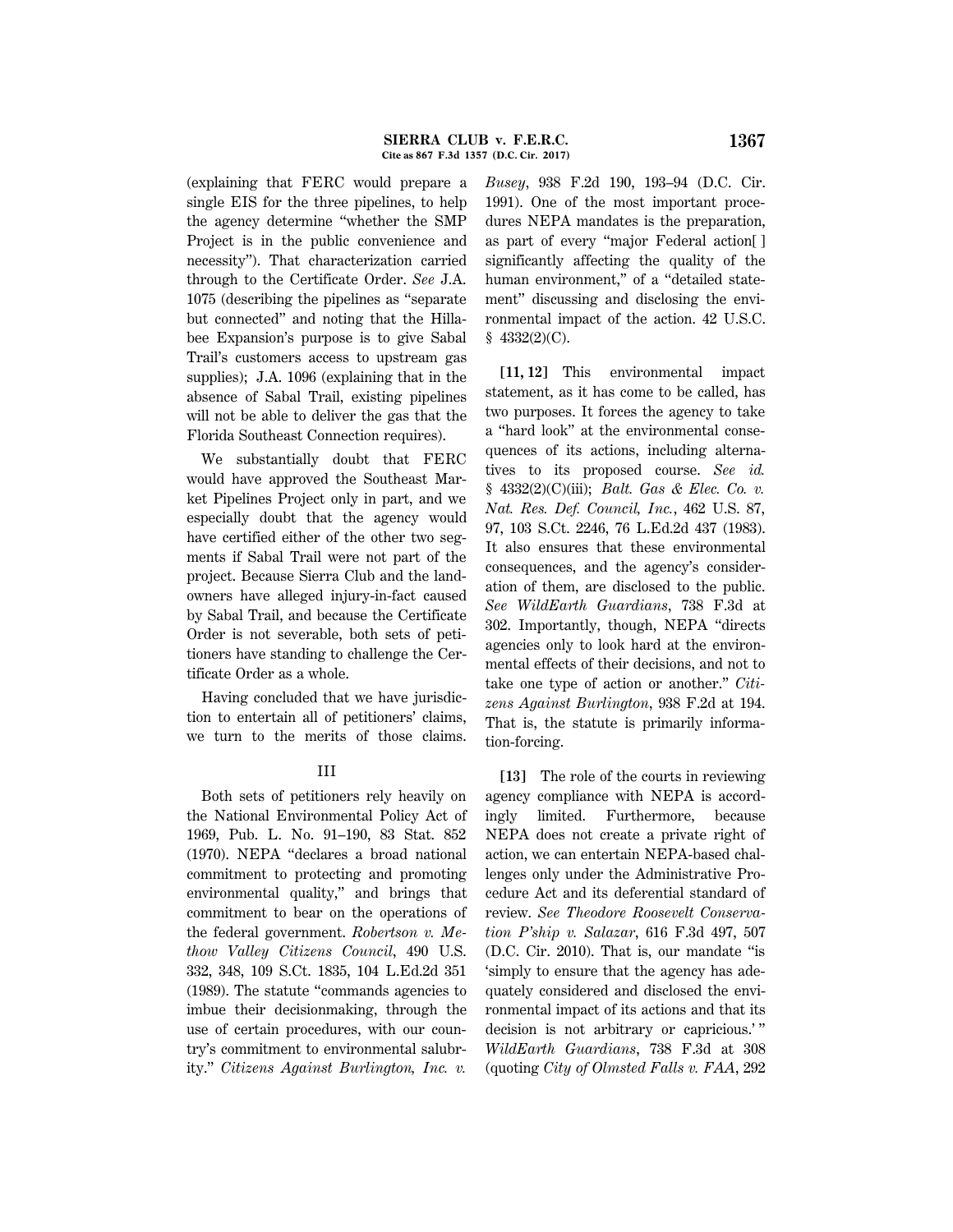(explaining that FERC would prepare a single EIS for the three pipelines, to help the agency determine "whether the SMP Project is in the public convenience and necessity"). That characterization carried through to the Certificate Order. *See* J.A. 1075 (describing the pipelines as "separate but connected" and noting that the Hillabee Expansion's purpose is to give Sabal Trail's customers access to upstream gas supplies); J.A. 1096 (explaining that in the absence of Sabal Trail, existing pipelines will not be able to deliver the gas that the Florida Southeast Connection requires).

We substantially doubt that FERC would have approved the Southeast Market Pipelines Project only in part, and we especially doubt that the agency would have certified either of the other two segments if Sabal Trail were not part of the project. Because Sierra Club and the landowners have alleged injury-in-fact caused by Sabal Trail, and because the Certificate Order is not severable, both sets of petitioners have standing to challenge the Certificate Order as a whole.

Having concluded that we have jurisdiction to entertain all of petitioners' claims, we turn to the merits of those claims.

## III

Both sets of petitioners rely heavily on the National Environmental Policy Act of 1969, Pub. L. No. 91–190, 83 Stat. 852 (1970). NEPA "declares a broad national commitment to protecting and promoting environmental quality," and brings that commitment to bear on the operations of the federal government. *Robertson v. Methow Valley Citizens Council*, 490 U.S. 332, 348, 109 S.Ct. 1835, 104 L.Ed.2d 351 (1989). The statute "commands agencies to imbue their decisionmaking, through the use of certain procedures, with our country's commitment to environmental salubrity." *Citizens Against Burlington, Inc. v. Busey*, 938 F.2d 190, 193–94 (D.C. Cir. 1991). One of the most important procedures NEPA mandates is the preparation, as part of every "major Federal action[ ] significantly affecting the quality of the human environment," of a "detailed statement" discussing and disclosing the environmental impact of the action. 42 U.S.C. § 4332(2)(C).

**[11, 12]** This environmental impact statement, as it has come to be called, has two purposes. It forces the agency to take a "hard look" at the environmental consequences of its actions, including alternatives to its proposed course. *See id.* § 4332(2)(C)(iii); *Balt. Gas & Elec. Co. v. Nat. Res. Def. Council, Inc.*, 462 U.S. 87, 97, 103 S.Ct. 2246, 76 L.Ed.2d 437 (1983). It also ensures that these environmental consequences, and the agency's consideration of them, are disclosed to the public. *See WildEarth Guardians*, 738 F.3d at 302. Importantly, though, NEPA "directs agencies only to look hard at the environmental effects of their decisions, and not to take one type of action or another." *Citizens Against Burlington*, 938 F.2d at 194. That is, the statute is primarily information-forcing.

**[13]** The role of the courts in reviewing agency compliance with NEPA is accordingly limited. Furthermore, because NEPA does not create a private right of action, we can entertain NEPA-based challenges only under the Administrative Procedure Act and its deferential standard of review. *See Theodore Roosevelt Conservation P'ship v. Salazar*, 616 F.3d 497, 507 (D.C. Cir. 2010). That is, our mandate "is 'simply to ensure that the agency has adequately considered and disclosed the environmental impact of its actions and that its decision is not arbitrary or capricious.'" *WildEarth Guardians*, 738 F.3d at 308 (quoting *City of Olmsted Falls v. FAA*, 292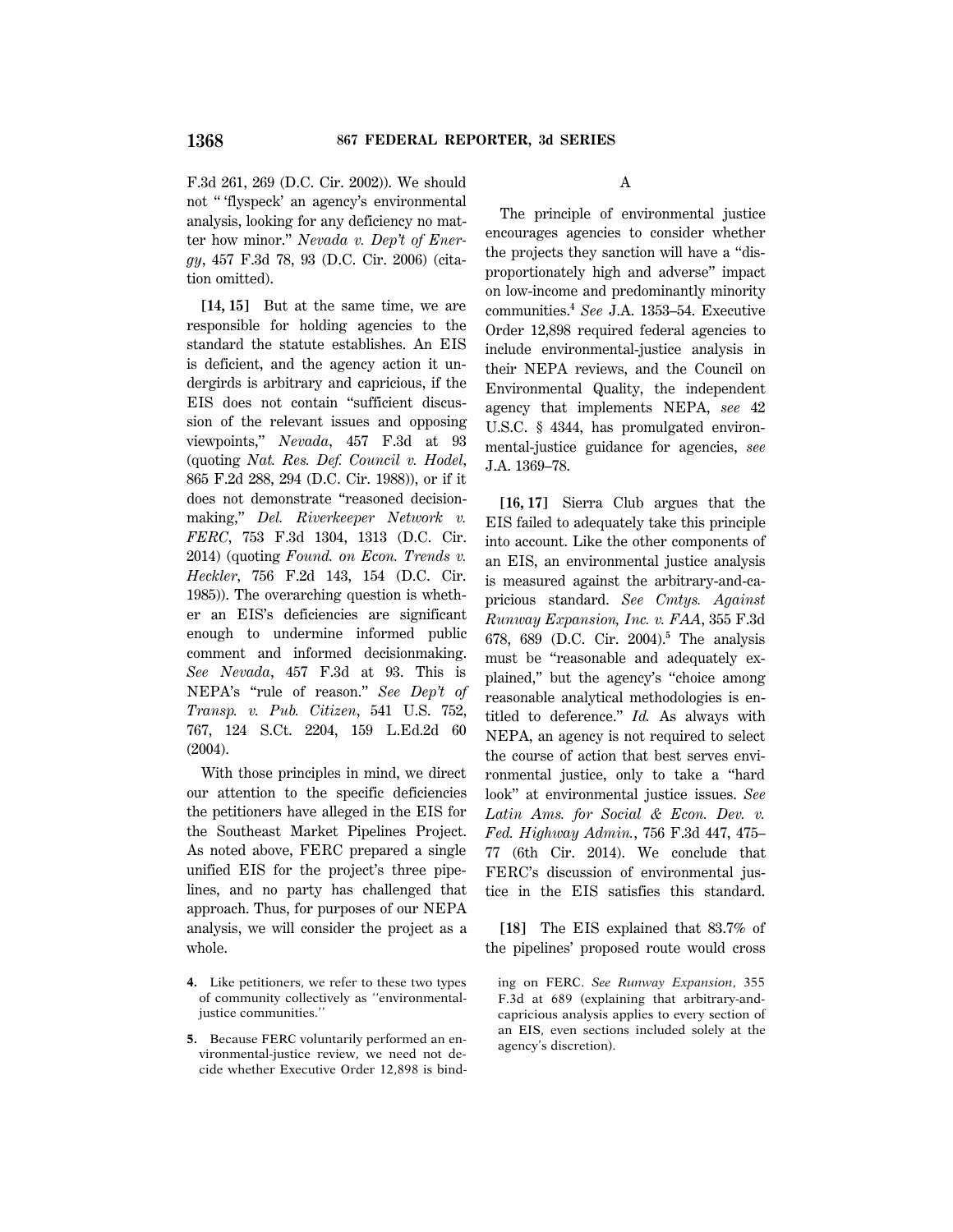F.3d 261, 269 (D.C. Cir. 2002)). We should not " 'flyspeck' an agency's environmental analysis, looking for any deficiency no matter how minor." *Nevada v. Dep't of Energy*, 457 F.3d 78, 93 (D.C. Cir. 2006) (citation omitted).

**[14, 15]** But at the same time, we are responsible for holding agencies to the standard the statute establishes. An EIS is deficient, and the agency action it undergirds is arbitrary and capricious, if the EIS does not contain "sufficient discussion of the relevant issues and opposing viewpoints," *Nevada*, 457 F.3d at 93 (quoting *Nat. Res. Def. Council v. Hodel*, 865 F.2d 288, 294 (D.C. Cir. 1988)), or if it does not demonstrate "reasoned decisionmaking," *Del. Riverkeeper Network v. FERC*, 753 F.3d 1304, 1313 (D.C. Cir. 2014) (quoting *Found. on Econ. Trends v. Heckler*, 756 F.2d 143, 154 (D.C. Cir. 1985)). The overarching question is whether an EIS's deficiencies are significant enough to undermine informed public comment and informed decisionmaking. *See Nevada*, 457 F.3d at 93. This is NEPA's "rule of reason." *See Dep't of Transp. v. Pub. Citizen*, 541 U.S. 752, 767, 124 S.Ct. 2204, 159 L.Ed.2d 60 (2004).

With those principles in mind, we direct our attention to the specific deficiencies the petitioners have alleged in the EIS for the Southeast Market Pipelines Project. As noted above, FERC prepared a single unified EIS for the project's three pipelines, and no party has challenged that approach. Thus, for purposes of our NEPA analysis, we will consider the project as a whole.

A

The principle of environmental justice encourages agencies to consider whether the projects they sanction will have a "disproportionately high and adverse" impact on low-income and predominantly minority communities.[4] *See* J.A. 1353–54. Executive Order 12,898 required federal agencies to include environmental-justice analysis in their NEPA reviews, and the Council on Environmental Quality, the independent agency that implements NEPA, *see* 42 U.S.C. § 4344, has promulgated environmental-justice guidance for agencies, *see* J.A. 1369–78.

**[16, 17]** Sierra Club argues that the EIS failed to adequately take this principle into account. Like the other components of an EIS, an environmental justice analysis is measured against the arbitrary-and-capricious standard. *See Cmtys. Against Runway Expansion, Inc. v. FAA*, 355 F.3d 678, 689 (D.C. Cir. 2004).[5] The analysis must be "reasonable and adequately explained," but the agency's "choice among reasonable analytical methodologies is entitled to deference." *Id.* As always with NEPA, an agency is not required to select the course of action that best serves environmental justice, only to take a "hard look" at environmental justice issues. *See Latin Ams. for Social & Econ. Dev. v. Fed. Highway Admin.*, 756 F.3d 447, 475–77 (6th Cir. 2014). We conclude that FERC's discussion of environmental justice in the EIS satisfies this standard.

**[18]** The EIS explained that 83.7% of the pipelines' proposed route would cross

4. Like petitioners, we refer to these two types of community collectively as "environmental-justice communities."

5. Because FERC voluntarily performed an environmental-justice review, we need not decide whether Executive Order 12,898 is binding on FERC. *See Runway Expansion*, 355 F.3d at 689 (explaining that arbitrary-and-capricious analysis applies to every section of an EIS, even sections included solely at the agency's discretion).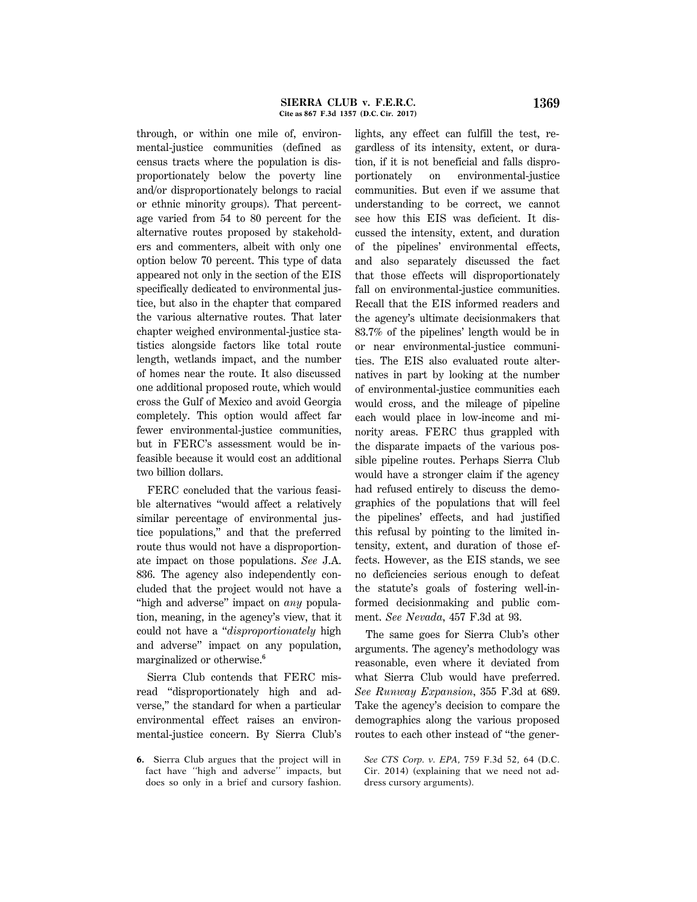through, or within one mile of, environmental-justice communities (defined as census tracts where the population is disproportionately below the poverty line and/or disproportionately belongs to racial or ethnic minority groups). That percentage varied from 54 to 80 percent for the alternative routes proposed by stakeholders and commenters, albeit with only one option below 70 percent. This type of data appeared not only in the section of the EIS specifically dedicated to environmental justice, but also in the chapter that compared the various alternative routes. That later chapter weighed environmental-justice statistics alongside factors like total route length, wetlands impact, and the number of homes near the route. It also discussed one additional proposed route, which would cross the Gulf of Mexico and avoid Georgia completely. This option would affect far fewer environmental-justice communities, but in FERC's assessment would be infeasible because it would cost an additional two billion dollars.

FERC concluded that the various feasible alternatives "would affect a relatively similar percentage of environmental justice populations," and that the preferred route thus would not have a disproportionate impact on those populations. *See* J.A. 836. The agency also independently concluded that the project would not have a "high and adverse" impact on *any* population, meaning, in the agency's view, that it could not have a "*disproportionately* high and adverse" impact on any population, marginalized or otherwise.[6]

Sierra Club contends that FERC misread "disproportionately high and adverse," the standard for when a particular environmental effect raises an environmental-justice concern. By Sierra Club's lights, any effect can fulfill the test, regardless of its intensity, extent, or duration, if it is not beneficial and falls disproportionately on environmental-justice communities. But even if we assume that understanding to be correct, we cannot see how this EIS was deficient. It discussed the intensity, extent, and duration of the pipelines' environmental effects, and also separately discussed the fact that those effects will disproportionately fall on environmental-justice communities. Recall that the EIS informed readers and the agency's ultimate decisionmakers that 83.7% of the pipelines' length would be in or near environmental-justice communities. The EIS also evaluated route alternatives in part by looking at the number of environmental-justice communities each would cross, and the mileage of pipeline each would place in low-income and minority areas. FERC thus grappled with the disparate impacts of the various possible pipeline routes. Perhaps Sierra Club would have a stronger claim if the agency had refused entirely to discuss the demographics of the populations that will feel the pipelines' effects, and had justified this refusal by pointing to the limited intensity, extent, and duration of those effects. However, as the EIS stands, we see no deficiencies serious enough to defeat the statute's goals of fostering well-informed decisionmaking and public comment. *See Nevada*, 457 F.3d at 93.

The same goes for Sierra Club's other arguments. The agency's methodology was reasonable, even where it deviated from what Sierra Club would have preferred. *See Runway Expansion*, 355 F.3d at 689. Take the agency's decision to compare the demographics along the various proposed routes to each other instead of "the gener-

---

6. Sierra Club argues that the project will in fact have "high and adverse" impacts, but does so only in a brief and cursory fashion. *See CTS Corp. v. EPA*, 759 F.3d 52, 64 (D.C. Cir. 2014) (explaining that we need not address cursory arguments).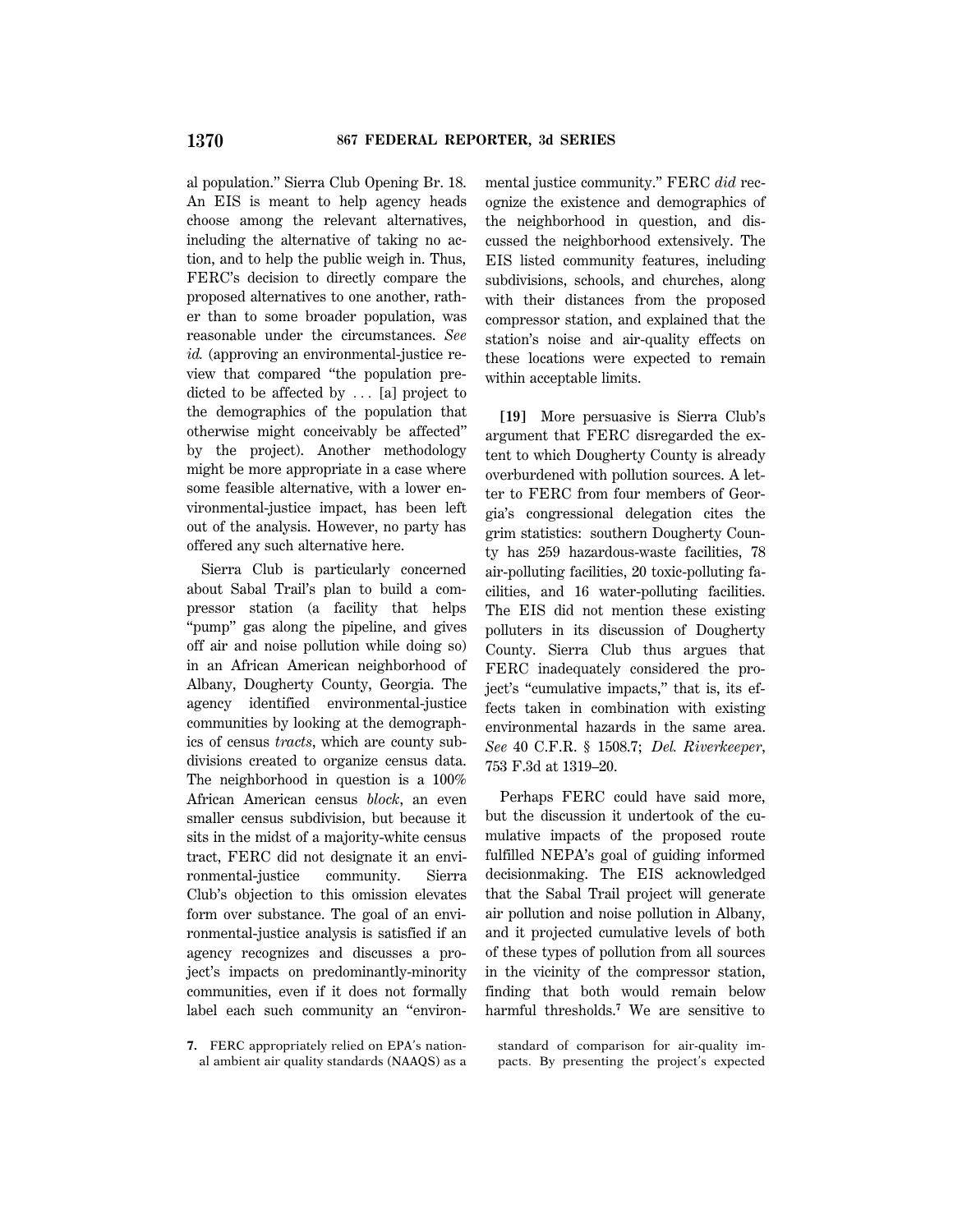al population." Sierra Club Opening Br. 18. An EIS is meant to help agency heads choose among the relevant alternatives, including the alternative of taking no action, and to help the public weigh in. Thus, FERC's decision to directly compare the proposed alternatives to one another, rather than to some broader population, was reasonable under the circumstances. *See id.* (approving an environmental-justice review that compared "the population predicted to be affected by ... [a] project to the demographics of the population that otherwise might conceivably be affected" by the project). Another methodology might be more appropriate in a case where some feasible alternative, with a lower environmental-justice impact, has been left out of the analysis. However, no party has offered any such alternative here.

Sierra Club is particularly concerned about Sabal Trail's plan to build a compressor station (a facility that helps "pump" gas along the pipeline, and gives off air and noise pollution while doing so) in an African American neighborhood of Albany, Dougherty County, Georgia. The agency identified environmental-justice communities by looking at the demographics of census *tracts*, which are county subdivisions created to organize census data. The neighborhood in question is a 100% African American census *block*, an even smaller census subdivision, but because it sits in the midst of a majority-white census tract, FERC did not designate it an environmental-justice community. Sierra Club's objection to this omission elevates form over substance. The goal of an environmental-justice analysis is satisfied if an agency recognizes and discusses a project's impacts on predominantly-minority communities, even if it does not formally label each such community an "environmental justice community." FERC *did* recognize the existence and demographics of the neighborhood in question, and discussed the neighborhood extensively. The EIS listed community features, including subdivisions, schools, and churches, along with their distances from the proposed compressor station, and explained that the station's noise and air-quality effects on these locations were expected to remain within acceptable limits.

**[19]** More persuasive is Sierra Club's argument that FERC disregarded the extent to which Dougherty County is already overburdened with pollution sources. A letter to FERC from four members of Georgia's congressional delegation cites the grim statistics: southern Dougherty County has 259 hazardous-waste facilities, 78 air-polluting facilities, 20 toxic-polluting facilities, and 16 water-polluting facilities. The EIS did not mention these existing polluters in its discussion of Dougherty County. Sierra Club thus argues that FERC inadequately considered the project's "cumulative impacts," that is, its effects taken in combination with existing environmental hazards in the same area. *See* 40 C.F.R. § 1508.7; *Del. Riverkeeper*, 753 F.3d at 1319–20.

Perhaps FERC could have said more, but the discussion it undertook of the cumulative impacts of the proposed route fulfilled NEPA's goal of guiding informed decisionmaking. The EIS acknowledged that the Sabal Trail project will generate air pollution and noise pollution in Albany, and it projected cumulative levels of both of these types of pollution from all sources in the vicinity of the compressor station, finding that both would remain below harmful thresholds.[7] We are sensitive to

7. FERC appropriately relied on EPA's national ambient air quality standards (NAAQS) as a standard of comparison for air-quality impacts. By presenting the project's expected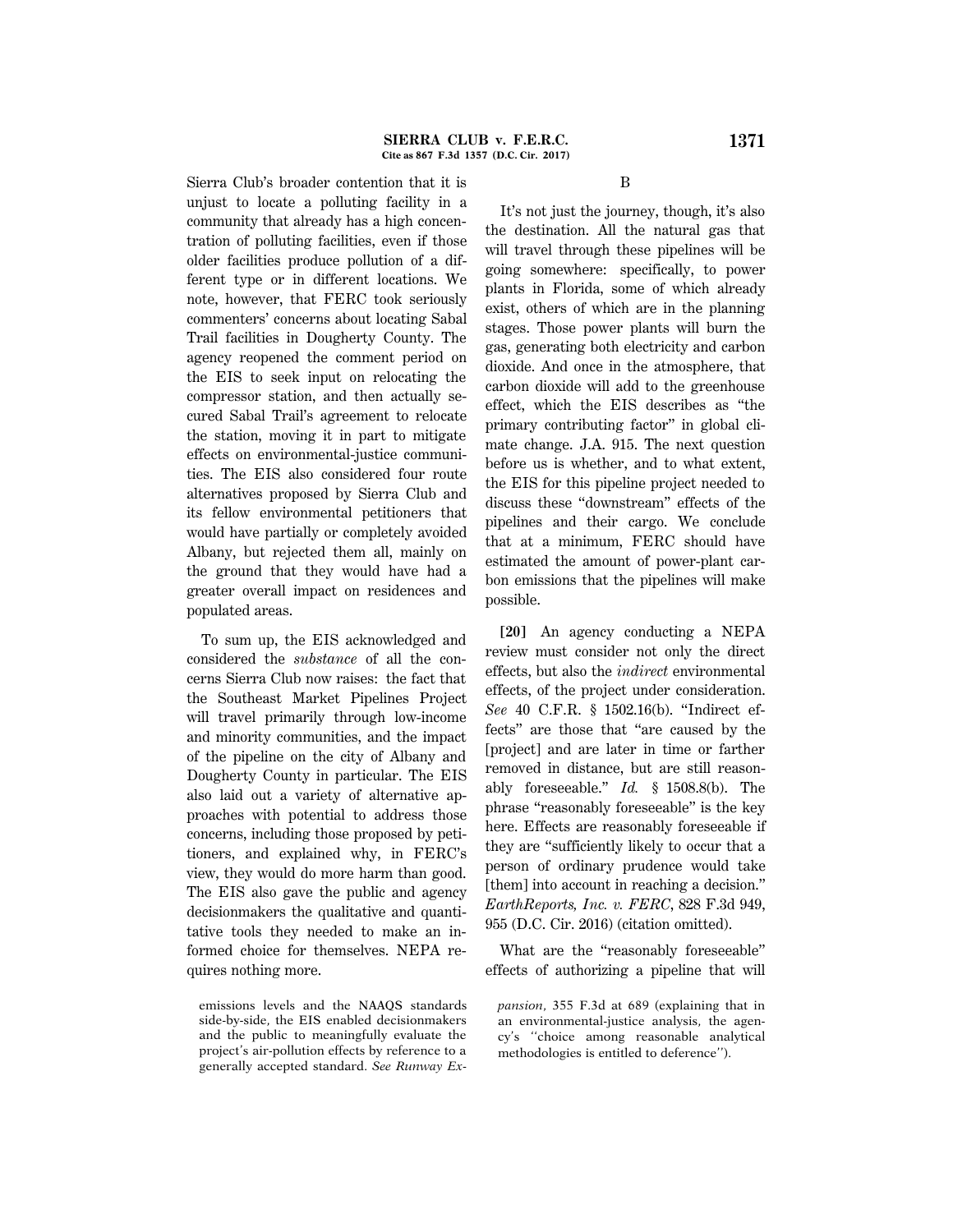Sierra Club's broader contention that it is unjust to locate a polluting facility in a community that already has a high concentration of polluting facilities, even if those older facilities produce pollution of a different type or in different locations. We note, however, that FERC took seriously commenters' concerns about locating Sabal Trail facilities in Dougherty County. The agency reopened the comment period on the EIS to seek input on relocating the compressor station, and then actually secured Sabal Trail's agreement to relocate the station, moving it in part to mitigate effects on environmental-justice communities. The EIS also considered four route alternatives proposed by Sierra Club and its fellow environmental petitioners that would have partially or completely avoided Albany, but rejected them all, mainly on the ground that they would have had a greater overall impact on residences and populated areas.

To sum up, the EIS acknowledged and considered the *substance* of all the concerns Sierra Club now raises: the fact that the Southeast Market Pipelines Project will travel primarily through low-income and minority communities, and the impact of the pipeline on the city of Albany and Dougherty County in particular. The EIS also laid out a variety of alternative approaches with potential to address those concerns, including those proposed by petitioners, and explained why, in FERC's view, they would do more harm than good. The EIS also gave the public and agency decisionmakers the qualitative and quantitative tools they needed to make an informed choice for themselves. NEPA requires nothing more.

emissions levels and the NAAQS standards side-by-side, the EIS enabled decisionmakers and the public to meaningfully evaluate the project's air-pollution effects by reference to a generally accepted standard. *See Runway Expansion*, 355 F.3d at 689 (explaining that in an environmental-justice analysis, the agency's "choice among reasonable analytical methodologies is entitled to deference").

### B

It's not just the journey, though, it's also the destination. All the natural gas that will travel through these pipelines will be going somewhere: specifically, to power plants in Florida, some of which already exist, others of which are in the planning stages. Those power plants will burn the gas, generating both electricity and carbon dioxide. And once in the atmosphere, that carbon dioxide will add to the greenhouse effect, which the EIS describes as "the primary contributing factor" in global climate change. J.A. 915. The next question before us is whether, and to what extent, the EIS for this pipeline project needed to discuss these "downstream" effects of the pipelines and their cargo. We conclude that at a minimum, FERC should have estimated the amount of power-plant carbon emissions that the pipelines will make possible.

**[20]** An agency conducting a NEPA review must consider not only the direct effects, but also the *indirect* environmental effects, of the project under consideration. *See* 40 C.F.R. § 1502.16(b). "Indirect effects" are those that "are caused by the [project] and are later in time or farther removed in distance, but are still reasonably foreseeable." *Id.* § 1508.8(b). The phrase "reasonably foreseeable" is the key here. Effects are reasonably foreseeable if they are "sufficiently likely to occur that a person of ordinary prudence would take [them] into account in reaching a decision." *EarthReports, Inc. v. FERC*, 828 F.3d 949, 955 (D.C. Cir. 2016) (citation omitted).

What are the "reasonably foreseeable" effects of authorizing a pipeline that will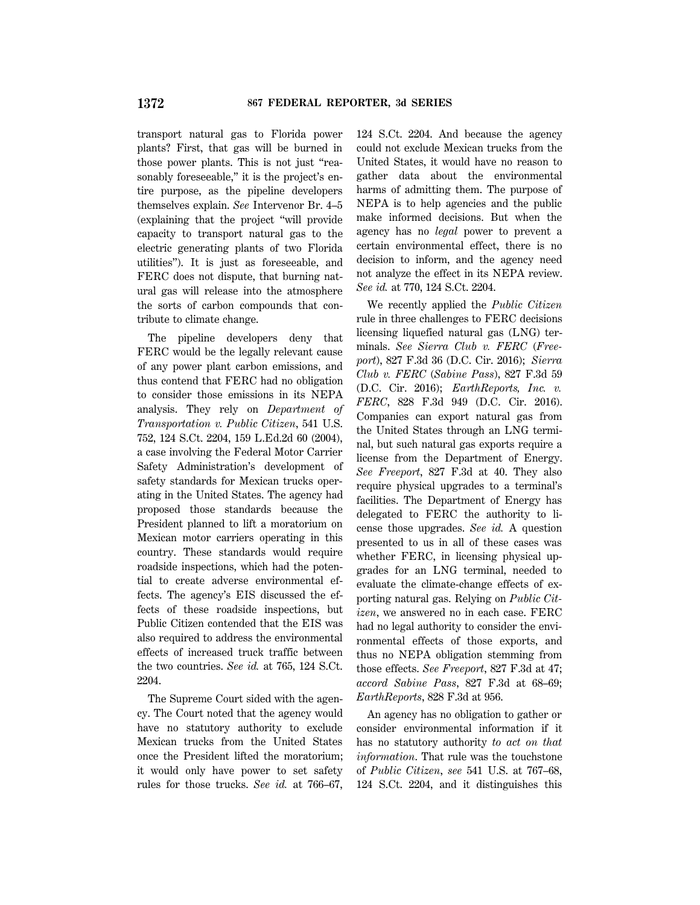transport natural gas to Florida power plants? First, that gas will be burned in those power plants. This is not just "reasonably foreseeable," it is the project's entire purpose, as the pipeline developers themselves explain. *See* Intervenor Br. 4–5 (explaining that the project "will provide capacity to transport natural gas to the electric generating plants of two Florida utilities"). It is just as foreseeable, and FERC does not dispute, that burning natural gas will release into the atmosphere the sorts of carbon compounds that contribute to climate change.

The pipeline developers deny that FERC would be the legally relevant cause of any power plant carbon emissions, and thus contend that FERC had no obligation to consider those emissions in its NEPA analysis. They rely on *Department of Transportation v. Public Citizen*, 541 U.S. 752, 124 S.Ct. 2204, 159 L.Ed.2d 60 (2004), a case involving the Federal Motor Carrier Safety Administration's development of safety standards for Mexican trucks operating in the United States. The agency had proposed those standards because the President planned to lift a moratorium on Mexican motor carriers operating in this country. These standards would require roadside inspections, which had the potential to create adverse environmental effects. The agency's EIS discussed the effects of these roadside inspections, but Public Citizen contended that the EIS was also required to address the environmental effects of increased truck traffic between the two countries. *See id.* at 765, 124 S.Ct. 2204.

The Supreme Court sided with the agency. The Court noted that the agency would have no statutory authority to exclude Mexican trucks from the United States once the President lifted the moratorium; it would only have power to set safety rules for those trucks. *See id.* at 766–67, 124 S.Ct. 2204. And because the agency could not exclude Mexican trucks from the United States, it would have no reason to gather data about the environmental harms of admitting them. The purpose of NEPA is to help agencies and the public make informed decisions. But when the agency has no *legal* power to prevent a certain environmental effect, there is no decision to inform, and the agency need not analyze the effect in its NEPA review. *See id.* at 770, 124 S.Ct. 2204.

We recently applied the *Public Citizen* rule in three challenges to FERC decisions licensing liquefied natural gas (LNG) terminals. *See Sierra Club v. FERC* (*Freeport*), 827 F.3d 36 (D.C. Cir. 2016); *Sierra Club v. FERC* (*Sabine Pass*), 827 F.3d 59 (D.C. Cir. 2016); *EarthReports, Inc. v. FERC*, 828 F.3d 949 (D.C. Cir. 2016). Companies can export natural gas from the United States through an LNG terminal, but such natural gas exports require a license from the Department of Energy. *See Freeport*, 827 F.3d at 40. They also require physical upgrades to a terminal's facilities. The Department of Energy has delegated to FERC the authority to license those upgrades. *See id.* A question presented to us in all of these cases was whether FERC, in licensing physical upgrades for an LNG terminal, needed to evaluate the climate-change effects of exporting natural gas. Relying on *Public Citizen*, we answered no in each case. FERC had no legal authority to consider the environmental effects of those exports, and thus no NEPA obligation stemming from those effects. *See Freeport*, 827 F.3d at 47; *accord Sabine Pass*, 827 F.3d at 68–69; *EarthReports*, 828 F.3d at 956.

An agency has no obligation to gather or consider environmental information if it has no statutory authority *to act on that information*. That rule was the touchstone of *Public Citizen*, *see* 541 U.S. at 767–68, 124 S.Ct. 2204, and it distinguishes this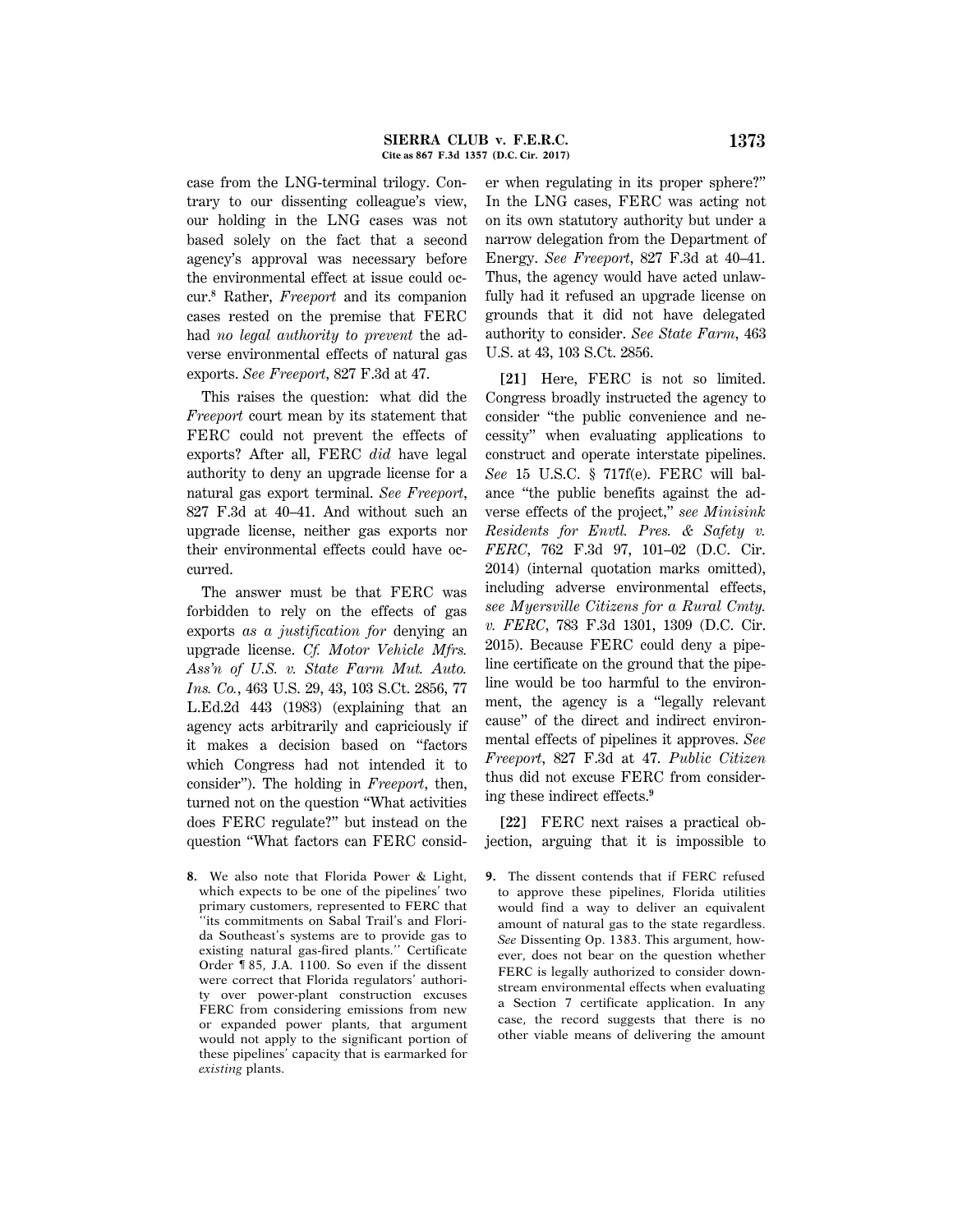case from the LNG-terminal trilogy. Contrary to our dissenting colleague's view, our holding in the LNG cases was not based solely on the fact that a second agency's approval was necessary before the environmental effect at issue could occur.[8] Rather, *Freeport* and its companion cases rested on the premise that FERC had *no legal authority to prevent* the adverse environmental effects of natural gas exports. *See Freeport*, 827 F.3d at 47.

This raises the question: what did the *Freeport* court mean by its statement that FERC could not prevent the effects of exports? After all, FERC *did* have legal authority to deny an upgrade license for a natural gas export terminal. *See Freeport*, 827 F.3d at 40–41. And without such an upgrade license, neither gas exports nor their environmental effects could have occurred.

The answer must be that FERC was forbidden to rely on the effects of gas exports *as a justification for* denying an upgrade license. *Cf. Motor Vehicle Mfrs. Ass'n of U.S. v. State Farm Mut. Auto. Ins. Co.*, 463 U.S. 29, 43, 103 S.Ct. 2856, 77 L.Ed.2d 443 (1983) (explaining that an agency acts arbitrarily and capriciously if it makes a decision based on "factors which Congress had not intended it to consider"). The holding in *Freeport*, then, turned not on the question "What activities does FERC regulate?" but instead on the question "What factors can FERC consider when regulating in its proper sphere?" In the LNG cases, FERC was acting not on its own statutory authority but under a narrow delegation from the Department of Energy. *See Freeport*, 827 F.3d at 40–41. Thus, the agency would have acted unlawfully had it refused an upgrade license on grounds that it did not have delegated authority to consider. *See State Farm*, 463 U.S. at 43, 103 S.Ct. 2856.

**[21]** Here, FERC is not so limited. Congress broadly instructed the agency to consider "the public convenience and necessity" when evaluating applications to construct and operate interstate pipelines. *See* 15 U.S.C. § 717f(e). FERC will balance "the public benefits against the adverse effects of the project," *see Minisink Residents for Envtl. Pres. & Safety v. FERC*, 762 F.3d 97, 101–02 (D.C. Cir. 2014) (internal quotation marks omitted), including adverse environmental effects, *see Myersville Citizens for a Rural Cmty. v. FERC*, 783 F.3d 1301, 1309 (D.C. Cir. 2015). Because FERC could deny a pipeline certificate on the ground that the pipeline would be too harmful to the environment, the agency is a "legally relevant cause" of the direct and indirect environmental effects of pipelines it approves. *See Freeport*, 827 F.3d at 47. *Public Citizen* thus did not excuse FERC from considering these indirect effects.[9]

**[22]** FERC next raises a practical objection, arguing that it is impossible to

---

8. We also note that Florida Power & Light, which expects to be one of the pipelines' two primary customers, represented to FERC that "its commitments on Sabal Trail's and Florida Southeast's systems are to provide gas to existing natural gas-fired plants." Certificate Order ¶ 85, J.A. 1100. So even if the dissent were correct that Florida regulators' authority over power-plant construction excuses FERC from considering emissions from new or expanded power plants, that argument would not apply to the significant portion of these pipelines' capacity that is earmarked for *existing* plants.

9. The dissent contends that if FERC refused to approve these pipelines, Florida utilities would find a way to deliver an equivalent amount of natural gas to the state regardless. *See* Dissenting Op. 1383. This argument, however, does not bear on the question whether FERC is legally authorized to consider downstream environmental effects when evaluating a Section 7 certificate application. In any case, the record suggests that there is no other viable means of delivering the amount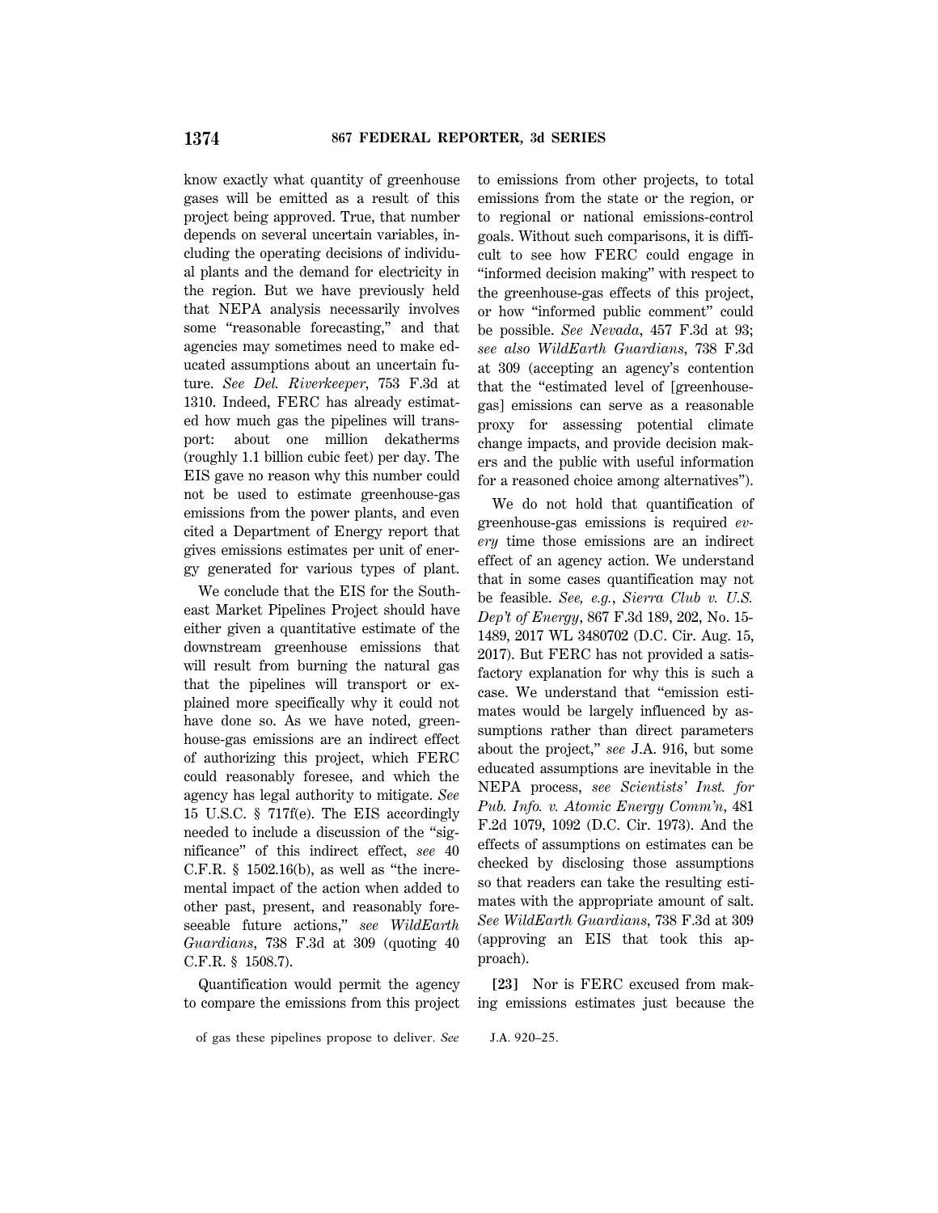know exactly what quantity of greenhouse gases will be emitted as a result of this project being approved. True, that number depends on several uncertain variables, including the operating decisions of individual plants and the demand for electricity in the region. But we have previously held that NEPA analysis necessarily involves some "reasonable forecasting," and that agencies may sometimes need to make educated assumptions about an uncertain future. *See Del. Riverkeeper*, 753 F.3d at 1310. Indeed, FERC has already estimated how much gas the pipelines will transport: about one million dekatherms (roughly 1.1 billion cubic feet) per day. The EIS gave no reason why this number could not be used to estimate greenhouse-gas emissions from the power plants, and even cited a Department of Energy report that gives emissions estimates per unit of energy generated for various types of plant.

We conclude that the EIS for the Southeast Market Pipelines Project should have either given a quantitative estimate of the downstream greenhouse emissions that will result from burning the natural gas that the pipelines will transport or explained more specifically why it could not have done so. As we have noted, greenhouse-gas emissions are an indirect effect of authorizing this project, which FERC could reasonably foresee, and which the agency has legal authority to mitigate. *See* 15 U.S.C. § 717f(e). The EIS accordingly needed to include a discussion of the "significance" of this indirect effect, *see* 40 C.F.R. § 1502.16(b), as well as "the incremental impact of the action when added to other past, present, and reasonably foreseeable future actions," *see WildEarth Guardians*, 738 F.3d at 309 (quoting 40 C.F.R. § 1508.7).

Quantification would permit the agency to compare the emissions from this project to emissions from other projects, to total emissions from the state or the region, or to regional or national emissions-control goals. Without such comparisons, it is difficult to see how FERC could engage in "informed decision making" with respect to the greenhouse-gas effects of this project, or how "informed public comment" could be possible. *See Nevada*, 457 F.3d at 93; *see also WildEarth Guardians*, 738 F.3d at 309 (accepting an agency's contention that the "estimated level of [greenhouse-gas] emissions can serve as a reasonable proxy for assessing potential climate change impacts, and provide decision makers and the public with useful information for a reasoned choice among alternatives").

We do not hold that quantification of greenhouse-gas emissions is required *every* time those emissions are an indirect effect of an agency action. We understand that in some cases quantification may not be feasible. *See, e.g.*, *Sierra Club v. U.S. Dep't of Energy*, 867 F.3d 189, 202, No. 15-1489, 2017 WL 3480702 (D.C. Cir. Aug. 15, 2017). But FERC has not provided a satisfactory explanation for why this is such a case. We understand that "emission estimates would be largely influenced by assumptions rather than direct parameters about the project," *see* J.A. 916, but some educated assumptions are inevitable in the NEPA process, *see Scientists' Inst. for Pub. Info. v. Atomic Energy Comm'n*, 481 F.2d 1079, 1092 (D.C. Cir. 1973). And the effects of assumptions on estimates can be checked by disclosing those assumptions so that readers can take the resulting estimates with the appropriate amount of salt. *See WildEarth Guardians*, 738 F.3d at 309 (approving an EIS that took this approach).

**[23]** Nor is FERC excused from making emissions estimates just because the

of gas these pipelines propose to deliver. *See* J.A. 920–25.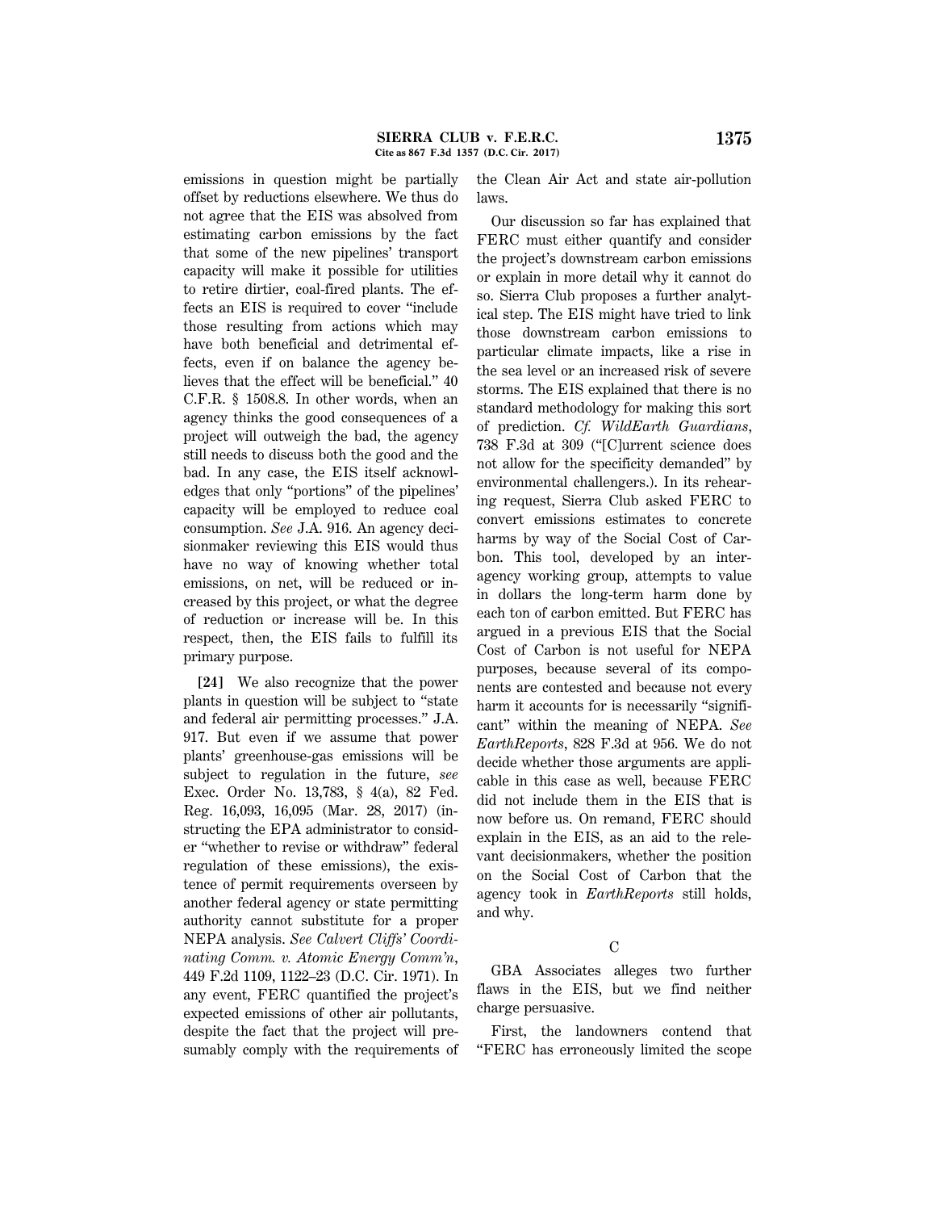emissions in question might be partially offset by reductions elsewhere. We thus do not agree that the EIS was absolved from estimating carbon emissions by the fact that some of the new pipelines' transport capacity will make it possible for utilities to retire dirtier, coal-fired plants. The effects an EIS is required to cover "include those resulting from actions which may have both beneficial and detrimental effects, even if on balance the agency believes that the effect will be beneficial." 40 C.F.R. § 1508.8. In other words, when an agency thinks the good consequences of a project will outweigh the bad, the agency still needs to discuss both the good and the bad. In any case, the EIS itself acknowledges that only "portions" of the pipelines' capacity will be employed to reduce coal consumption. *See* J.A. 916. An agency decisionmaker reviewing this EIS would thus have no way of knowing whether total emissions, on net, will be reduced or increased by this project, or what the degree of reduction or increase will be. In this respect, then, the EIS fails to fulfill its primary purpose.

**[24]** We also recognize that the power plants in question will be subject to "state and federal air permitting processes." J.A. 917. But even if we assume that power plants' greenhouse-gas emissions will be subject to regulation in the future, *see* Exec. Order No. 13,783, § 4(a), 82 Fed. Reg. 16,093, 16,095 (Mar. 28, 2017) (instructing the EPA administrator to consider "whether to revise or withdraw" federal regulation of these emissions), the existence of permit requirements overseen by another federal agency or state permitting authority cannot substitute for a proper NEPA analysis. *See Calvert Cliffs' Coordinating Comm. v. Atomic Energy Comm'n*, 449 F.2d 1109, 1122–23 (D.C. Cir. 1971). In any event, FERC quantified the project's expected emissions of other air pollutants, despite the fact that the project will presumably comply with the requirements of the Clean Air Act and state air-pollution laws.

Our discussion so far has explained that FERC must either quantify and consider the project's downstream carbon emissions or explain in more detail why it cannot do so. Sierra Club proposes a further analytical step. The EIS might have tried to link those downstream carbon emissions to particular climate impacts, like a rise in the sea level or an increased risk of severe storms. The EIS explained that there is no standard methodology for making this sort of prediction. *Cf. WildEarth Guardians*, 738 F.3d at 309 ("[C]urrent science does not allow for the specificity demanded" by environmental challengers.). In its rehearing request, Sierra Club asked FERC to convert emissions estimates to concrete harms by way of the Social Cost of Carbon. This tool, developed by an interagency working group, attempts to value in dollars the long-term harm done by each ton of carbon emitted. But FERC has argued in a previous EIS that the Social Cost of Carbon is not useful for NEPA purposes, because several of its components are contested and because not every harm it accounts for is necessarily "significant" within the meaning of NEPA. *See EarthReports*, 828 F.3d at 956. We do not decide whether those arguments are applicable in this case as well, because FERC did not include them in the EIS that is now before us. On remand, FERC should explain in the EIS, as an aid to the relevant decisionmakers, whether the position on the Social Cost of Carbon that the agency took in *EarthReports* still holds, and why.

### C

GBA Associates alleges two further flaws in the EIS, but we find neither charge persuasive.

First, the landowners contend that "FERC has erroneously limited the scope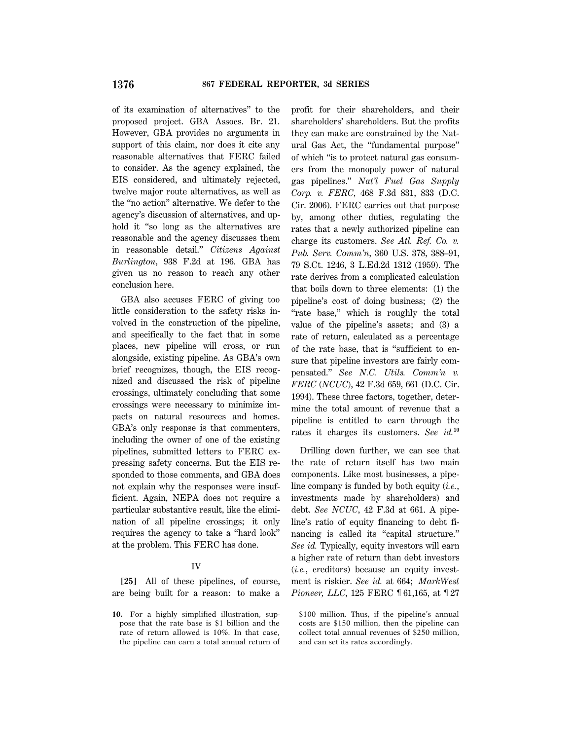of its examination of alternatives" to the proposed project. GBA Assocs. Br. 21. However, GBA provides no arguments in support of this claim, nor does it cite any reasonable alternatives that FERC failed to consider. As the agency explained, the EIS considered, and ultimately rejected, twelve major route alternatives, as well as the "no action" alternative. We defer to the agency's discussion of alternatives, and uphold it "so long as the alternatives are reasonable and the agency discusses them in reasonable detail." *Citizens Against Burlington*, 938 F.2d at 196. GBA has given us no reason to reach any other conclusion here.

GBA also accuses FERC of giving too little consideration to the safety risks involved in the construction of the pipeline, and specifically to the fact that in some places, new pipeline will cross, or run alongside, existing pipeline. As GBA's own brief recognizes, though, the EIS recognized and discussed the risk of pipeline crossings, ultimately concluding that some crossings were necessary to minimize impacts on natural resources and homes. GBA's only response is that commenters, including the owner of one of the existing pipelines, submitted letters to FERC expressing safety concerns. But the EIS responded to those comments, and GBA does not explain why the responses were insufficient. Again, NEPA does not require a particular substantive result, like the elimination of all pipeline crossings; it only requires the agency to take a "hard look" at the problem. This FERC has done.

## IV

**[25]** All of these pipelines, of course, are being built for a reason: to make a profit for their shareholders, and their shareholders' shareholders. But the profits they can make are constrained by the Natural Gas Act, the "fundamental purpose" of which "is to protect natural gas consumers from the monopoly power of natural gas pipelines." *Nat'l Fuel Gas Supply Corp. v. FERC*, 468 F.3d 831, 833 (D.C. Cir. 2006). FERC carries out that purpose by, among other duties, regulating the rates that a newly authorized pipeline can charge its customers. *See Atl. Ref. Co. v. Pub. Serv. Comm'n*, 360 U.S. 378, 388–91, 79 S.Ct. 1246, 3 L.Ed.2d 1312 (1959). The rate derives from a complicated calculation that boils down to three elements: (1) the pipeline's cost of doing business; (2) the "rate base," which is roughly the total value of the pipeline's assets; and (3) a rate of return, calculated as a percentage of the rate base, that is "sufficient to ensure that pipeline investors are fairly compensated." *See N.C. Utils. Comm'n v. FERC* (*NCUC*), 42 F.3d 659, 661 (D.C. Cir. 1994). These three factors, together, determine the total amount of revenue that a pipeline is entitled to earn through the rates it charges its customers. *See id.*[10]

Drilling down further, we can see that the rate of return itself has two main components. Like most businesses, a pipeline company is funded by both equity (*i.e.*, investments made by shareholders) and debt. *See NCUC*, 42 F.3d at 661. A pipeline's ratio of equity financing to debt financing is called its "capital structure." *See id.* Typically, equity investors will earn a higher rate of return than debt investors (*i.e.*, creditors) because an equity investment is riskier. *See id.* at 664; *MarkWest Pioneer, LLC*, 125 FERC ¶ 61,165, at ¶ 27

---

**10.** For a highly simplified illustration, suppose that the rate base is $1 billion and the rate of return allowed is 10%. In that case, the pipeline can earn a total annual return of $100 million. Thus, if the pipeline's annual costs are $150 million, then the pipeline can collect total annual revenues of $250 million, and can set its rates accordingly.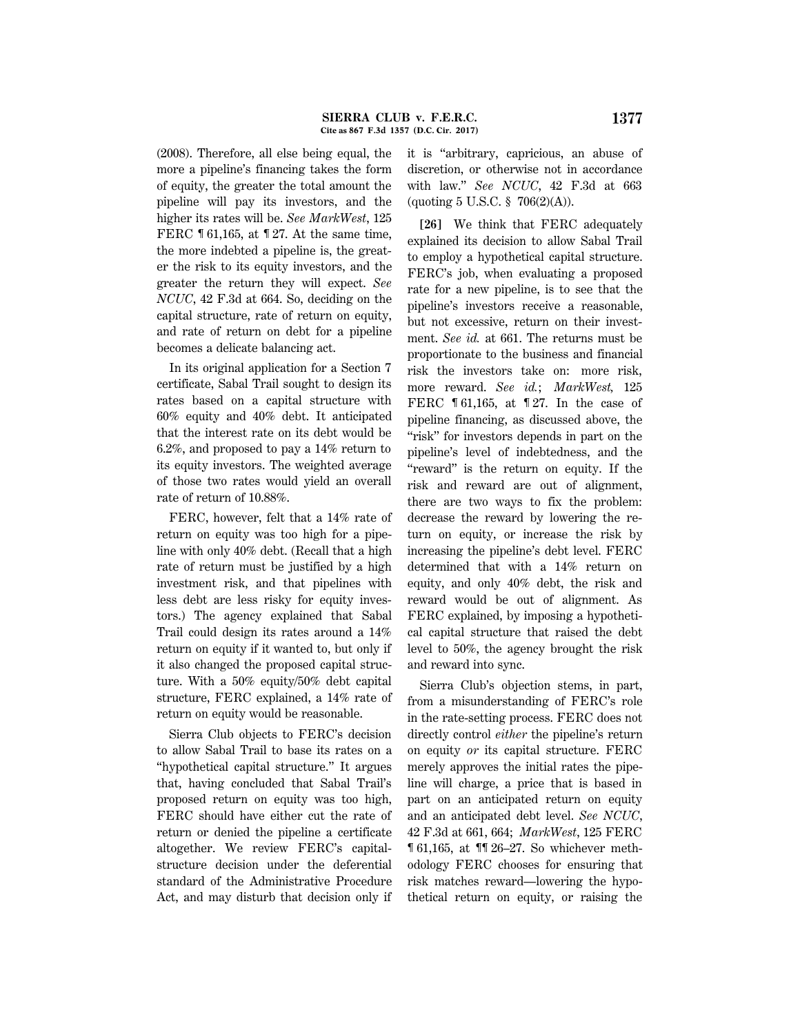(2008). Therefore, all else being equal, the more a pipeline's financing takes the form of equity, the greater the total amount the pipeline will pay its investors, and the higher its rates will be. *See MarkWest*, 125 FERC ¶ 61,165, at ¶ 27. At the same time, the more indebted a pipeline is, the greater the risk to its equity investors, and the greater the return they will expect. *See NCUC*, 42 F.3d at 664. So, deciding on the capital structure, rate of return on equity, and rate of return on debt for a pipeline becomes a delicate balancing act.

In its original application for a Section 7 certificate, Sabal Trail sought to design its rates based on a capital structure with 60% equity and 40% debt. It anticipated that the interest rate on its debt would be 6.2%, and proposed to pay a 14% return to its equity investors. The weighted average of those two rates would yield an overall rate of return of 10.88%.

FERC, however, felt that a 14% rate of return on equity was too high for a pipeline with only 40% debt. (Recall that a high rate of return must be justified by a high investment risk, and that pipelines with less debt are less risky for equity investors.) The agency explained that Sabal Trail could design its rates around a 14% return on equity if it wanted to, but only if it also changed the proposed capital structure. With a 50% equity/50% debt capital structure, FERC explained, a 14% rate of return on equity would be reasonable.

Sierra Club objects to FERC's decision to allow Sabal Trail to base its rates on a "hypothetical capital structure." It argues that, having concluded that Sabal Trail's proposed return on equity was too high, FERC should have either cut the rate of return or denied the pipeline a certificate altogether. We review FERC's capital-structure decision under the deferential standard of the Administrative Procedure Act, and may disturb that decision only if it is "arbitrary, capricious, an abuse of discretion, or otherwise not in accordance with law." *See NCUC*, 42 F.3d at 663 (quoting 5 U.S.C. § 706(2)(A)).

**[26]** We think that FERC adequately explained its decision to allow Sabal Trail to employ a hypothetical capital structure. FERC's job, when evaluating a proposed rate for a new pipeline, is to see that the pipeline's investors receive a reasonable, but not excessive, return on their investment. *See id.* at 661. The returns must be proportionate to the business and financial risk the investors take on: more risk, more reward. *See id.*; *MarkWest*, 125 FERC ¶ 61,165, at ¶ 27. In the case of pipeline financing, as discussed above, the "risk" for investors depends in part on the pipeline's level of indebtedness, and the "reward" is the return on equity. If the risk and reward are out of alignment, there are two ways to fix the problem: decrease the reward by lowering the return on equity, or increase the risk by increasing the pipeline's debt level. FERC determined that with a 14% return on equity, and only 40% debt, the risk and reward would be out of alignment. As FERC explained, by imposing a hypothetical capital structure that raised the debt level to 50%, the agency brought the risk and reward into sync.

Sierra Club's objection stems, in part, from a misunderstanding of FERC's role in the rate-setting process. FERC does not directly control *either* the pipeline's return on equity *or* its capital structure. FERC merely approves the initial rates the pipeline will charge, a price that is based in part on an anticipated return on equity and an anticipated debt level. *See NCUC*, 42 F.3d at 661, 664; *MarkWest*, 125 FERC ¶ 61,165, at ¶¶ 26–27. So whichever methodology FERC chooses for ensuring that risk matches reward—lowering the hypothetical return on equity, or raising the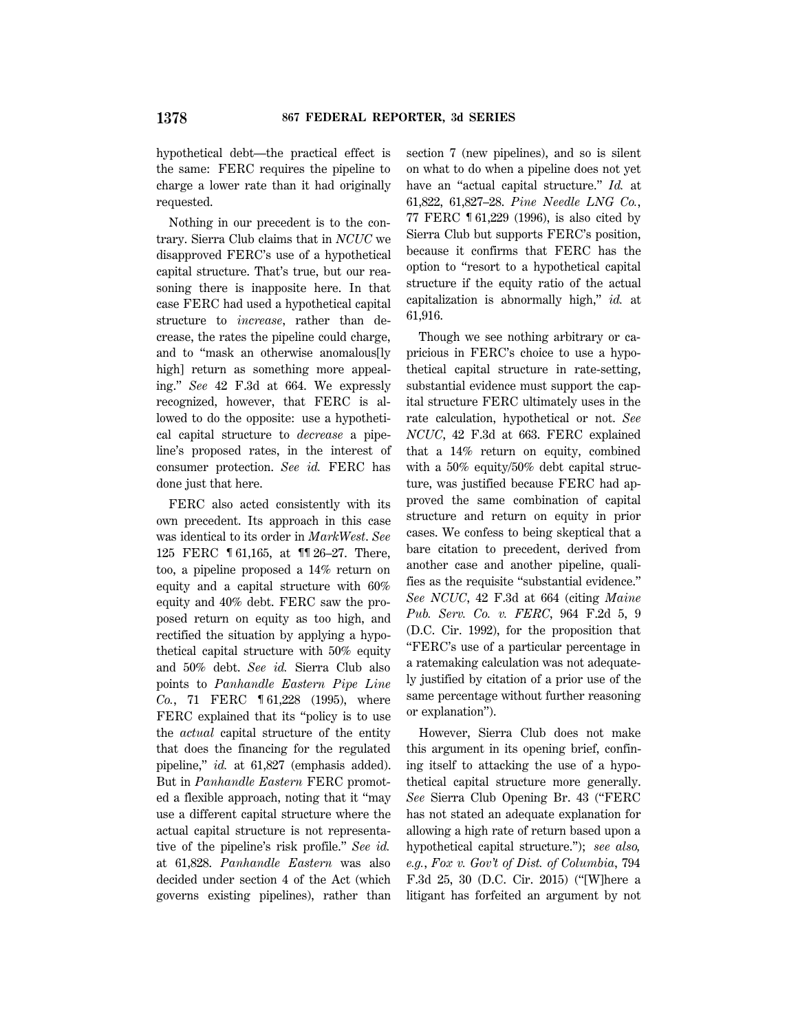hypothetical debt—the practical effect is the same: FERC requires the pipeline to charge a lower rate than it had originally requested.

Nothing in our precedent is to the contrary. Sierra Club claims that in *NCUC* we disapproved FERC's use of a hypothetical capital structure. That's true, but our reasoning there is inapposite here. In that case FERC had used a hypothetical capital structure to *increase*, rather than decrease, the rates the pipeline could charge, and to "mask an otherwise anomalous[ly high] return as something more appealing." *See* 42 F.3d at 664. We expressly recognized, however, that FERC is allowed to do the opposite: use a hypothetical capital structure to *decrease* a pipeline's proposed rates, in the interest of consumer protection. *See id.* FERC has done just that here.

FERC also acted consistently with its own precedent. Its approach in this case was identical to its order in *MarkWest*. *See* 125 FERC ¶ 61,165, at ¶¶ 26–27. There, too, a pipeline proposed a 14% return on equity and a capital structure with 60% equity and 40% debt. FERC saw the proposed return on equity as too high, and rectified the situation by applying a hypothetical capital structure with 50% equity and 50% debt. *See id.* Sierra Club also points to *Panhandle Eastern Pipe Line Co.*, 71 FERC ¶ 61,228 (1995), where FERC explained that its "policy is to use the *actual* capital structure of the entity that does the financing for the regulated pipeline," *id.* at 61,827 (emphasis added). But in *Panhandle Eastern* FERC promoted a flexible approach, noting that it "may use a different capital structure where the actual capital structure is not representative of the pipeline's risk profile." *See id.* at 61,828. *Panhandle Eastern* was also decided under section 4 of the Act (which governs existing pipelines), rather than section 7 (new pipelines), and so is silent on what to do when a pipeline does not yet have an "actual capital structure." *Id.* at 61,822, 61,827–28. *Pine Needle LNG Co.*, 77 FERC ¶ 61,229 (1996), is also cited by Sierra Club but supports FERC's position, because it confirms that FERC has the option to "resort to a hypothetical capital structure if the equity ratio of the actual capitalization is abnormally high," *id.* at 61,916.

Though we see nothing arbitrary or capricious in FERC's choice to use a hypothetical capital structure in rate-setting, substantial evidence must support the capital structure FERC ultimately uses in the rate calculation, hypothetical or not. *See NCUC*, 42 F.3d at 663. FERC explained that a 14% return on equity, combined with a 50% equity/50% debt capital structure, was justified because FERC had approved the same combination of capital structure and return on equity in prior cases. We confess to being skeptical that a bare citation to precedent, derived from another case and another pipeline, qualifies as the requisite "substantial evidence." *See NCUC*, 42 F.3d at 664 (citing *Maine Pub. Serv. Co. v. FERC*, 964 F.2d 5, 9 (D.C. Cir. 1992), for the proposition that "FERC's use of a particular percentage in a ratemaking calculation was not adequately justified by citation of a prior use of the same percentage without further reasoning or explanation").

However, Sierra Club does not make this argument in its opening brief, confining itself to attacking the use of a hypothetical capital structure more generally. *See* Sierra Club Opening Br. 43 ("FERC has not stated an adequate explanation for allowing a high rate of return based upon a hypothetical capital structure."); *see also, e.g.*, *Fox v. Gov't of Dist. of Columbia*, 794 F.3d 25, 30 (D.C. Cir. 2015) ("[W]here a litigant has forfeited an argument by not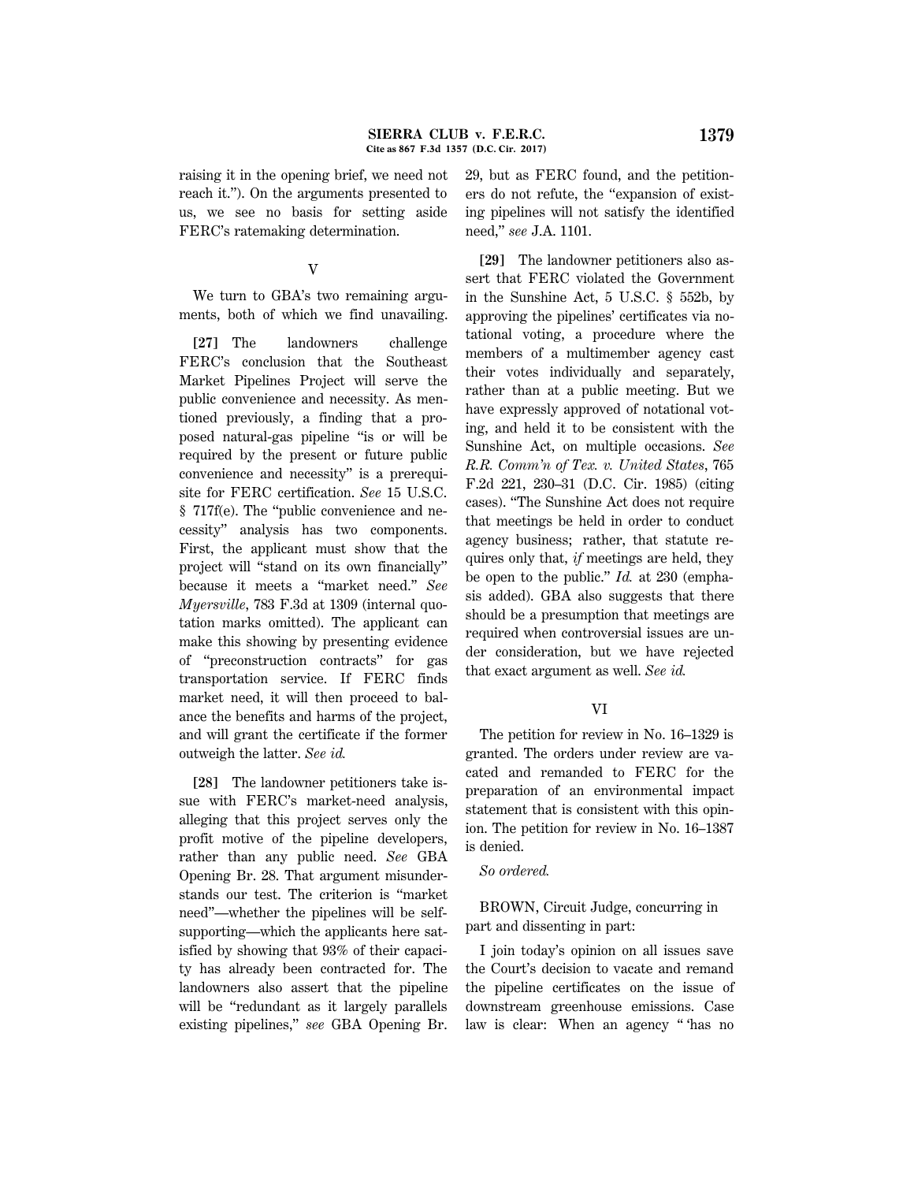raising it in the opening brief, we need not reach it."). On the arguments presented to us, we see no basis for setting aside FERC's ratemaking determination.

## V

We turn to GBA's two remaining arguments, both of which we find unavailing.

**[27]** The landowners challenge FERC's conclusion that the Southeast Market Pipelines Project will serve the public convenience and necessity. As mentioned previously, a finding that a proposed natural-gas pipeline "is or will be required by the present or future public convenience and necessity" is a prerequisite for FERC certification. *See* 15 U.S.C. § 717f(e). The "public convenience and necessity" analysis has two components. First, the applicant must show that the project will "stand on its own financially" because it meets a "market need." *See Myersville*, 783 F.3d at 1309 (internal quotation marks omitted). The applicant can make this showing by presenting evidence of "preconstruction contracts" for gas transportation service. If FERC finds market need, it will then proceed to balance the benefits and harms of the project, and will grant the certificate if the former outweigh the latter. *See id.*

**[28]** The landowner petitioners take issue with FERC's market-need analysis, alleging that this project serves only the profit motive of the pipeline developers, rather than any public need. *See* GBA Opening Br. 28. That argument misunderstands our test. The criterion is "market need"—whether the pipelines will be self-supporting—which the applicants here satisfied by showing that 93% of their capacity has already been contracted for. The landowners also assert that the pipeline will be "redundant as it largely parallels existing pipelines," *see* GBA Opening Br. 29, but as FERC found, and the petitioners do not refute, the "expansion of existing pipelines will not satisfy the identified need," *see* J.A. 1101.

**[29]** The landowner petitioners also assert that FERC violated the Government in the Sunshine Act, 5 U.S.C. § 552b, by approving the pipelines' certificates via notational voting, a procedure where the members of a multimember agency cast their votes individually and separately, rather than at a public meeting. But we have expressly approved of notational voting, and held it to be consistent with the Sunshine Act, on multiple occasions. *See R.R. Comm'n of Tex. v. United States*, 765 F.2d 221, 230–31 (D.C. Cir. 1985) (citing cases). "The Sunshine Act does not require that meetings be held in order to conduct agency business; rather, that statute requires only that, *if* meetings are held, they be open to the public." *Id.* at 230 (emphasis added). GBA also suggests that there should be a presumption that meetings are required when controversial issues are under consideration, but we have rejected that exact argument as well. *See id.*

## VI

The petition for review in No. 16–1329 is granted. The orders under review are vacated and remanded to FERC for the preparation of an environmental impact statement that is consistent with this opinion. The petition for review in No. 16–1387 is denied.

*So ordered.*

BROWN, Circuit Judge, concurring in part and dissenting in part:

I join today's opinion on all issues save the Court's decision to vacate and remand the pipeline certificates on the issue of downstream greenhouse emissions. Case law is clear: When an agency " 'has no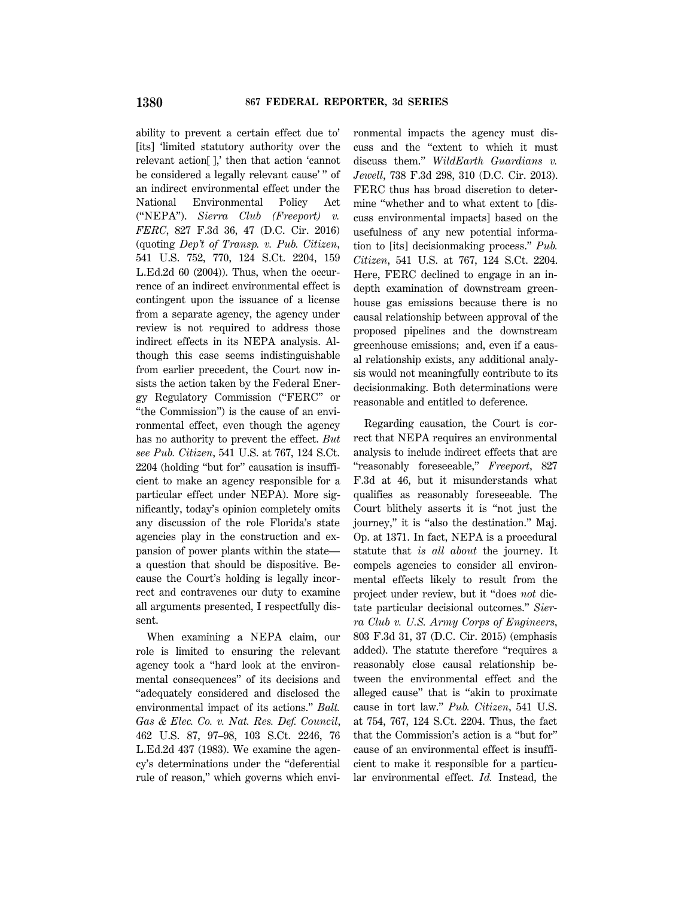ability to prevent a certain effect due to' [its] 'limited statutory authority over the relevant action[ ],' then that action 'cannot be considered a legally relevant cause' " of an indirect environmental effect under the National Environmental Policy Act ("NEPA"). *Sierra Club (Freeport) v. FERC*, 827 F.3d 36, 47 (D.C. Cir. 2016) (quoting *Dep't of Transp. v. Pub. Citizen*, 541 U.S. 752, 770, 124 S.Ct. 2204, 159 L.Ed.2d 60 (2004)). Thus, when the occurrence of an indirect environmental effect is contingent upon the issuance of a license from a separate agency, the agency under review is not required to address those indirect effects in its NEPA analysis. Although this case seems indistinguishable from earlier precedent, the Court now insists the action taken by the Federal Energy Regulatory Commission ("FERC" or "the Commission") is the cause of an environmental effect, even though the agency has no authority to prevent the effect. *But see Pub. Citizen*, 541 U.S. at 767, 124 S.Ct. 2204 (holding "but for" causation is insufficient to make an agency responsible for a particular effect under NEPA). More significantly, today's opinion completely omits any discussion of the role Florida's state agencies play in the construction and expansion of power plants within the state—a question that should be dispositive. Because the Court's holding is legally incorrect and contravenes our duty to examine all arguments presented, I respectfully dissent.

When examining a NEPA claim, our role is limited to ensuring the relevant agency took a "hard look at the environmental consequences" of its decisions and "adequately considered and disclosed the environmental impact of its actions." *Balt. Gas & Elec. Co. v. Nat. Res. Def. Council*, 462 U.S. 87, 97–98, 103 S.Ct. 2246, 76 L.Ed.2d 437 (1983). We examine the agency's determinations under the "deferential rule of reason," which governs which environmental impacts the agency must discuss and the "extent to which it must discuss them." *WildEarth Guardians v. Jewell*, 738 F.3d 298, 310 (D.C. Cir. 2013). FERC thus has broad discretion to determine "whether and to what extent to [discuss environmental impacts] based on the usefulness of any new potential information to [its] decisionmaking process." *Pub. Citizen*, 541 U.S. at 767, 124 S.Ct. 2204. Here, FERC declined to engage in an in-depth examination of downstream greenhouse gas emissions because there is no causal relationship between approval of the proposed pipelines and the downstream greenhouse emissions; and, even if a causal relationship exists, any additional analysis would not meaningfully contribute to its decisionmaking. Both determinations were reasonable and entitled to deference.

Regarding causation, the Court is correct that NEPA requires an environmental analysis to include indirect effects that are "reasonably foreseeable," *Freeport*, 827 F.3d at 46, but it misunderstands what qualifies as reasonably foreseeable. The Court blithely asserts it is "not just the journey," it is "also the destination." Maj. Op. at 1371. In fact, NEPA is a procedural statute that *is all about* the journey. It compels agencies to consider all environmental effects likely to result from the project under review, but it "does *not* dictate particular decisional outcomes." *Sierra Club v. U.S. Army Corps of Engineers*, 803 F.3d 31, 37 (D.C. Cir. 2015) (emphasis added). The statute therefore "requires a reasonably close causal relationship between the environmental effect and the alleged cause" that is "akin to proximate cause in tort law." *Pub. Citizen*, 541 U.S. at 754, 767, 124 S.Ct. 2204. Thus, the fact that the Commission's action is a "but for" cause of an environmental effect is insufficient to make it responsible for a particular environmental effect. *Id.* Instead, the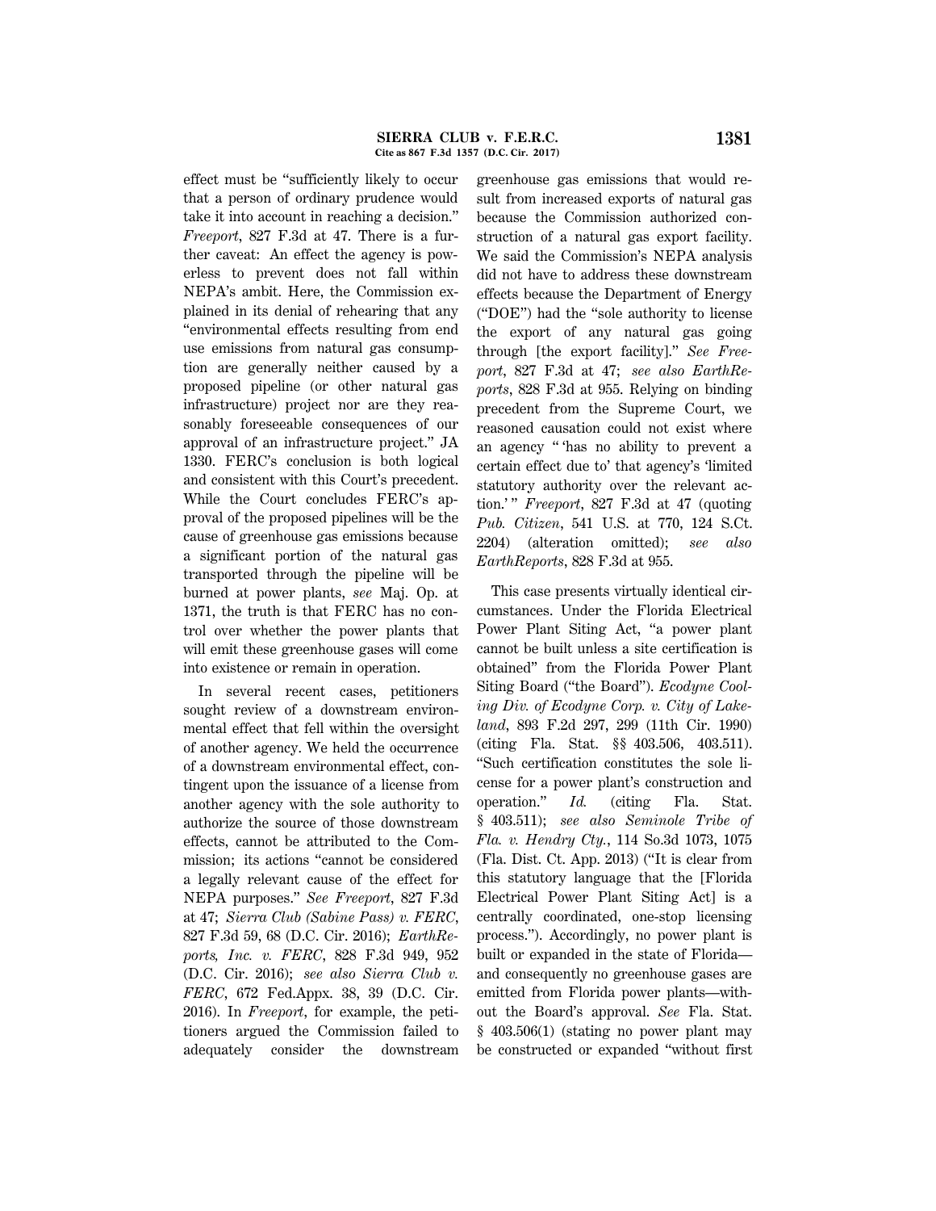effect must be "sufficiently likely to occur that a person of ordinary prudence would take it into account in reaching a decision." *Freeport*, 827 F.3d at 47. There is a further caveat: An effect the agency is powerless to prevent does not fall within NEPA's ambit. Here, the Commission explained in its denial of rehearing that any "environmental effects resulting from end use emissions from natural gas consumption are generally neither caused by a proposed pipeline (or other natural gas infrastructure) project nor are they reasonably foreseeable consequences of our approval of an infrastructure project." JA 1330. FERC's conclusion is both logical and consistent with this Court's precedent. While the Court concludes FERC's approval of the proposed pipelines will be the cause of greenhouse gas emissions because a significant portion of the natural gas transported through the pipeline will be burned at power plants, *see* Maj. Op. at 1371, the truth is that FERC has no control over whether the power plants that will emit these greenhouse gases will come into existence or remain in operation.

In several recent cases, petitioners sought review of a downstream environmental effect that fell within the oversight of another agency. We held the occurrence of a downstream environmental effect, contingent upon the issuance of a license from another agency with the sole authority to authorize the source of those downstream effects, cannot be attributed to the Commission; its actions "cannot be considered a legally relevant cause of the effect for NEPA purposes." *See Freeport*, 827 F.3d at 47; *Sierra Club (Sabine Pass) v. FERC*, 827 F.3d 59, 68 (D.C. Cir. 2016); *EarthReports, Inc. v. FERC*, 828 F.3d 949, 952 (D.C. Cir. 2016); *see also Sierra Club v. FERC*, 672 Fed.Appx. 38, 39 (D.C. Cir. 2016). In *Freeport*, for example, the petitioners argued the Commission failed to adequately consider the downstream greenhouse gas emissions that would result from increased exports of natural gas because the Commission authorized construction of a natural gas export facility. We said the Commission's NEPA analysis did not have to address these downstream effects because the Department of Energy ("DOE") had the "sole authority to license the export of any natural gas going through [the export facility]." *See Freeport*, 827 F.3d at 47; *see also EarthReports*, 828 F.3d at 955. Relying on binding precedent from the Supreme Court, we reasoned causation could not exist where an agency " 'has no ability to prevent a certain effect due to' that agency's 'limited statutory authority over the relevant action.' " *Freeport*, 827 F.3d at 47 (quoting *Pub. Citizen*, 541 U.S. at 770, 124 S.Ct. 2204) (alteration omitted); *see also EarthReports*, 828 F.3d at 955.

This case presents virtually identical circumstances. Under the Florida Electrical Power Plant Siting Act, "a power plant cannot be built unless a site certification is obtained" from the Florida Power Plant Siting Board ("the Board"). *Ecodyne Cooling Div. of Ecodyne Corp. v. City of Lakeland*, 893 F.2d 297, 299 (11th Cir. 1990) (citing Fla. Stat. §§ 403.506, 403.511). "Such certification constitutes the sole license for a power plant's construction and operation." *Id.* (citing Fla. Stat. § 403.511); *see also Seminole Tribe of Fla. v. Hendry Cty.*, 114 So.3d 1073, 1075 (Fla. Dist. Ct. App. 2013) ("It is clear from this statutory language that the [Florida Electrical Power Plant Siting Act] is a centrally coordinated, one-stop licensing process."). Accordingly, no power plant is built or expanded in the state of Florida—and consequently no greenhouse gases are emitted from Florida power plants—without the Board's approval. *See* Fla. Stat. § 403.506(1) (stating no power plant may be constructed or expanded "without first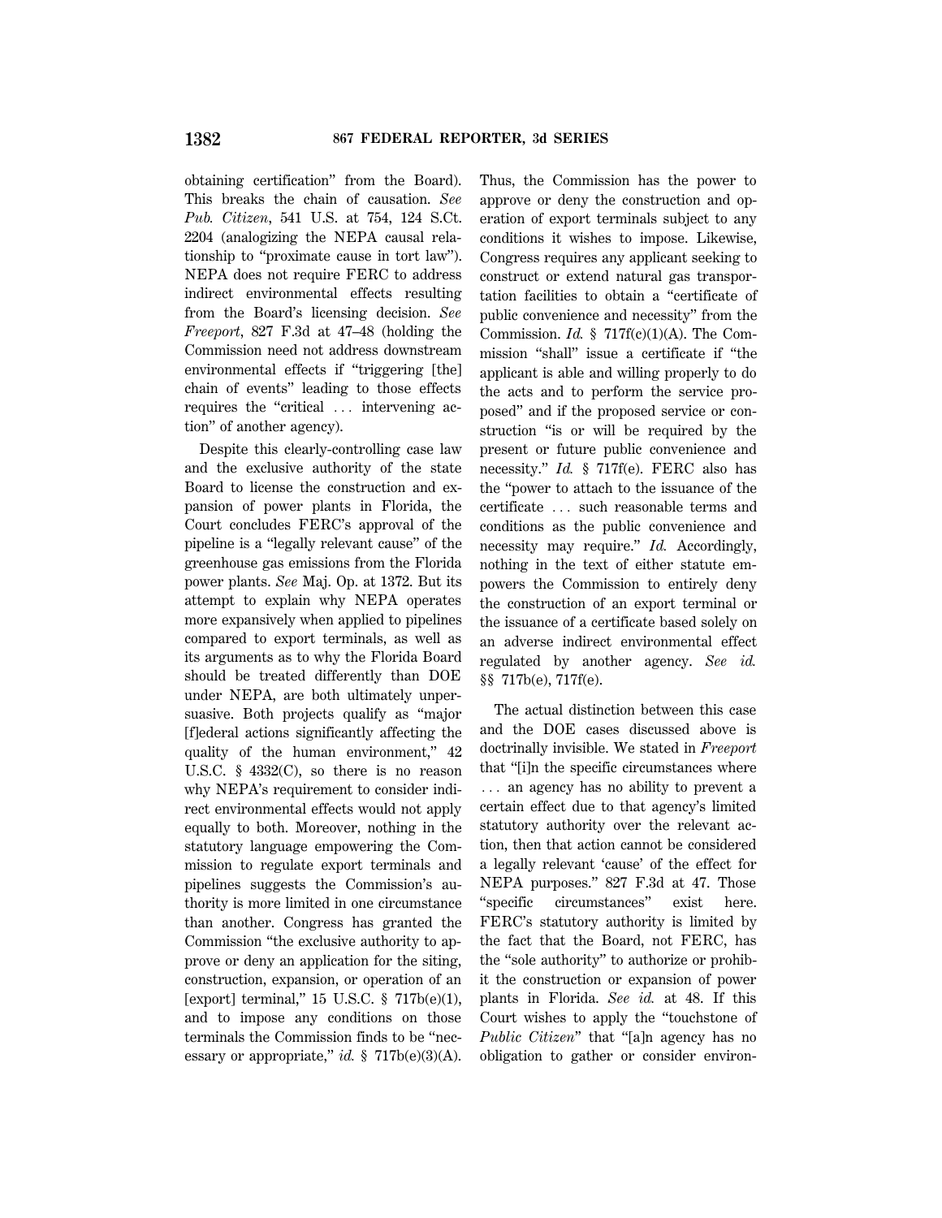obtaining certification" from the Board). This breaks the chain of causation. *See Pub. Citizen*, 541 U.S. at 754, 124 S.Ct. 2204 (analogizing the NEPA causal relationship to "proximate cause in tort law"). NEPA does not require FERC to address indirect environmental effects resulting from the Board's licensing decision. *See Freeport*, 827 F.3d at 47–48 (holding the Commission need not address downstream environmental effects if "triggering [the] chain of events" leading to those effects requires the "critical ... intervening action" of another agency).

Despite this clearly-controlling case law and the exclusive authority of the state Board to license the construction and expansion of power plants in Florida, the Court concludes FERC's approval of the pipeline is a "legally relevant cause" of the greenhouse gas emissions from the Florida power plants. *See* Maj. Op. at 1372. But its attempt to explain why NEPA operates more expansively when applied to pipelines compared to export terminals, as well as its arguments as to why the Florida Board should be treated differently than DOE under NEPA, are both ultimately unpersuasive. Both projects qualify as "major [f]ederal actions significantly affecting the quality of the human environment," 42 U.S.C. § 4332(C), so there is no reason why NEPA's requirement to consider indirect environmental effects would not apply equally to both. Moreover, nothing in the statutory language empowering the Commission to regulate export terminals and pipelines suggests the Commission's authority is more limited in one circumstance than another. Congress has granted the Commission "the exclusive authority to approve or deny an application for the siting, construction, expansion, or operation of an [export] terminal," 15 U.S.C. § 717b(e)(1), and to impose any conditions on those terminals the Commission finds to be "necessary or appropriate," *id.* § 717b(e)(3)(A). Thus, the Commission has the power to approve or deny the construction and operation of export terminals subject to any conditions it wishes to impose. Likewise, Congress requires any applicant seeking to construct or extend natural gas transportation facilities to obtain a "certificate of public convenience and necessity" from the Commission. *Id.* § 717f(c)(1)(A). The Commission "shall" issue a certificate if "the applicant is able and willing properly to do the acts and to perform the service proposed" and if the proposed service or construction "is or will be required by the present or future public convenience and necessity." *Id.* § 717f(e). FERC also has the "power to attach to the issuance of the certificate ... such reasonable terms and conditions as the public convenience and necessity may require." *Id.* Accordingly, nothing in the text of either statute empowers the Commission to entirely deny the construction of an export terminal or the issuance of a certificate based solely on an adverse indirect environmental effect regulated by another agency. *See id.* §§ 717b(e), 717f(e).

The actual distinction between this case and the DOE cases discussed above is doctrinally invisible. We stated in *Freeport* that "[i]n the specific circumstances where ... an agency has no ability to prevent a certain effect due to that agency's limited statutory authority over the relevant action, then that action cannot be considered a legally relevant 'cause' of the effect for NEPA purposes." 827 F.3d at 47. Those "specific circumstances" exist here. FERC's statutory authority is limited by the fact that the Board, not FERC, has the "sole authority" to authorize or prohibit the construction or expansion of power plants in Florida. *See id.* at 48. If this Court wishes to apply the "touchstone of *Public Citizen*" that "[a]n agency has no obligation to gather or consider environ-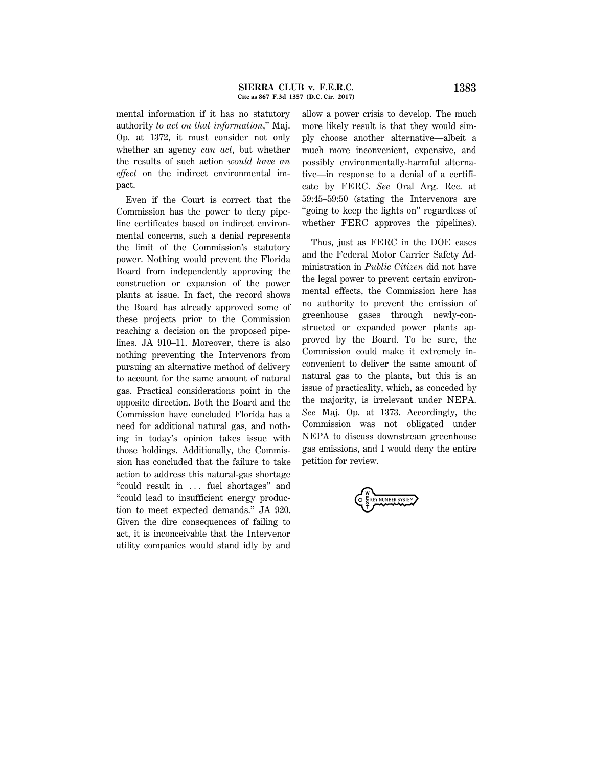mental information if it has no statutory authority *to act on that information*," Maj. Op. at 1372, it must consider not only whether an agency *can act*, but whether the results of such action *would have an effect* on the indirect environmental impact.

Even if the Court is correct that the Commission has the power to deny pipeline certificates based on indirect environmental concerns, such a denial represents the limit of the Commission's statutory power. Nothing would prevent the Florida Board from independently approving the construction or expansion of the power plants at issue. In fact, the record shows the Board has already approved some of these projects prior to the Commission reaching a decision on the proposed pipelines. JA 910–11. Moreover, there is also nothing preventing the Intervenors from pursuing an alternative method of delivery to account for the same amount of natural gas. Practical considerations point in the opposite direction. Both the Board and the Commission have concluded Florida has a need for additional natural gas, and nothing in today's opinion takes issue with those holdings. Additionally, the Commission has concluded that the failure to take action to address this natural-gas shortage "could result in ... fuel shortages" and "could lead to insufficient energy production to meet expected demands." JA 920. Given the dire consequences of failing to act, it is inconceivable that the Intervenor utility companies would stand idly by and allow a power crisis to develop. The much more likely result is that they would simply choose another alternative—albeit a much more inconvenient, expensive, and possibly environmentally-harmful alternative—in response to a denial of a certificate by FERC. *See* Oral Arg. Rec. at 59:45–59:50 (stating the Intervenors are "going to keep the lights on" regardless of whether FERC approves the pipelines).

Thus, just as FERC in the DOE cases and the Federal Motor Carrier Safety Administration in *Public Citizen* did not have the legal power to prevent certain environmental effects, the Commission here has no authority to prevent the emission of greenhouse gases through newly-constructed or expanded power plants approved by the Board. To be sure, the Commission could make it extremely inconvenient to deliver the same amount of natural gas to the plants, but this is an issue of practicality, which, as conceded by the majority, is irrelevant under NEPA. *See* Maj. Op. at 1373. Accordingly, the Commission was not obligated under NEPA to discuss downstream greenhouse gas emissions, and I would deny the entire petition for review.